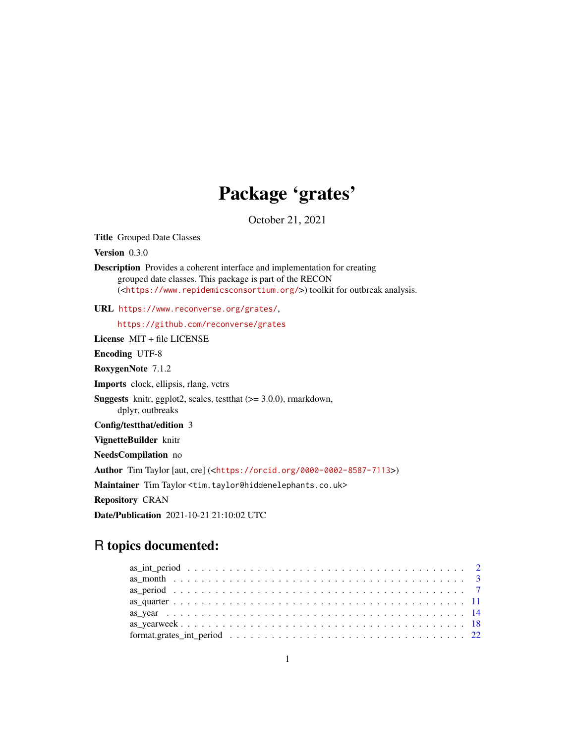# Package 'grates'

October 21, 2021

**Title** Grouped Date Classes

**Version** 0.3.0

**Description** Provides a coherent interface and implementation for creating grouped date classes. This package is part of the RECON (<https://www.repidemicsconsortium.org/>) toolkit for outbreak analysis.

**URL** https://www.reconverse.org/grates/,

https://github.com/reconverse/grates

**License** MIT + file LICENSE

**Encoding** UTF-8

**RoxygenNote** 7.1.2

**Imports** clock, ellipsis, rlang, vctrs

**Suggests** knitr, ggplot2, scales, testthat (>= 3.0.0), rmarkdown, dplyr, outbreaks

**Config/testthat/edition** 3

**VignetteBuilder** knitr

**NeedsCompilation** no

**Author** Tim Taylor [aut, cre] (<https://orcid.org/0000-0002-8587-7113>)

**Maintainer** Tim Taylor <tim.taylor@hiddenelephants.co.uk>

**Repository** CRAN

**Date/Publication** 2021-10-21 21:10:02 UTC

## R topics documented:

as_int_period . . . . . . . . . . . . . . . . . . . . . . . . . . . . . . . . . . . . . . . 2
as_month . . . . . . . . . . . . . . . . . . . . . . . . . . . . . . . . . . . . . . . . . 3
as_period . . . . . . . . . . . . . . . . . . . . . . . . . . . . . . . . . . . . . . . . . 7
as_quarter . . . . . . . . . . . . . . . . . . . . . . . . . . . . . . . . . . . . . . . . 11
as_year . . . . . . . . . . . . . . . . . . . . . . . . . . . . . . . . . . . . . . . . . 14
as_yearweek . . . . . . . . . . . . . . . . . . . . . . . . . . . . . . . . . . . . . . . 18
format.grates_int_period . . . . . . . . . . . . . . . . . . . . . . . . . . . . . . . . . 22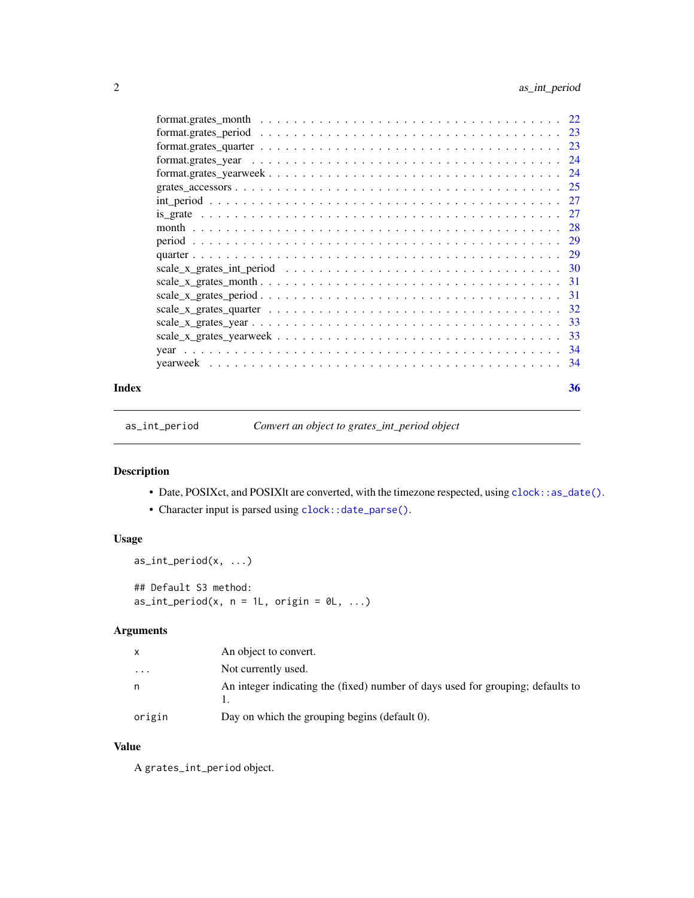format.grates_month . . . . . . . . . . . . . . . . . . . . . . . . . . . . . . . . . . 22
format.grates_period . . . . . . . . . . . . . . . . . . . . . . . . . . . . . . . . . . 23
format.grates_quarter . . . . . . . . . . . . . . . . . . . . . . . . . . . . . . . . . . 23
format.grates_year . . . . . . . . . . . . . . . . . . . . . . . . . . . . . . . . . . 24
format.grates_yearweek . . . . . . . . . . . . . . . . . . . . . . . . . . . . . . . . . . 24
grates_accessors . . . . . . . . . . . . . . . . . . . . . . . . . . . . . . . . . . 25
int_period . . . . . . . . . . . . . . . . . . . . . . . . . . . . . . . . . . 27
is_grate . . . . . . . . . . . . . . . . . . . . . . . . . . . . . . . . . . 27
month . . . . . . . . . . . . . . . . . . . . . . . . . . . . . . . . . . 28
period . . . . . . . . . . . . . . . . . . . . . . . . . . . . . . . . . . 29
quarter . . . . . . . . . . . . . . . . . . . . . . . . . . . . . . . . . . 29
scale_x_grates_int_period . . . . . . . . . . . . . . . . . . . . . . . . . . . . . . . . . . 30
scale_x_grates_month . . . . . . . . . . . . . . . . . . . . . . . . . . . . . . . . . . 31
scale_x_grates_period . . . . . . . . . . . . . . . . . . . . . . . . . . . . . . . . . . 31
scale_x_grates_quarter . . . . . . . . . . . . . . . . . . . . . . . . . . . . . . . . . . 32
scale_x_grates_year . . . . . . . . . . . . . . . . . . . . . . . . . . . . . . . . . . 33
scale_x_grates_yearweek . . . . . . . . . . . . . . . . . . . . . . . . . . . . . . . . . . 33
year . . . . . . . . . . . . . . . . . . . . . . . . . . . . . . . . . . 34
yearweek . . . . . . . . . . . . . . . . . . . . . . . . . . . . . . . . . . 34

**Index** 36

---

`as_int_period` *Convert an object to grates_int_period object*

---

## Description

- Date, POSIXct, and POSIXlt are converted, with the timezone respected, using `clock::as_date()`.
- Character input is parsed using `clock::date_parse()`.

## Usage

```
as_int_period(x, ...)

## Default S3 method:
as_int_period(x, n = 1L, origin = 0L, ...)
```

## Arguments

| | |
|---|---|
| `x` | An object to convert. |
| `...` | Not currently used. |
| `n` | An integer indicating the (fixed) number of days used for grouping; defaults to 1. |
| `origin` | Day on which the grouping begins (default 0). |

## Value

A `grates_int_period` object.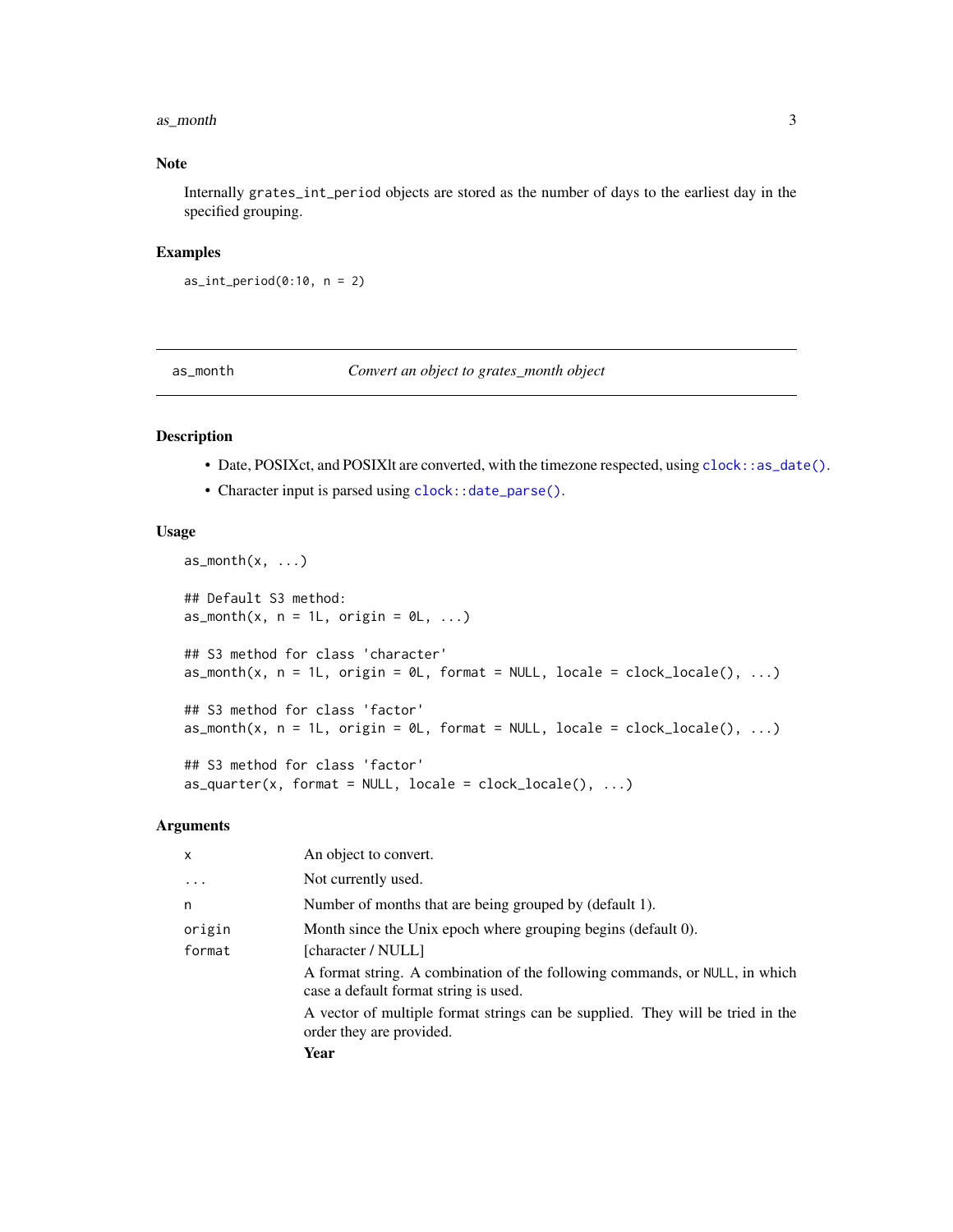## Note

Internally `grates_int_period` objects are stored as the number of days to the earliest day in the specified grouping.

## Examples

```
as_int_period(0:10, n = 2)
```

---

`as_month` *Convert an object to grates_month object*

---

## Description

- Date, POSIXct, and POSIXlt are converted, with the timezone respected, using `clock::as_date()`.
- Character input is parsed using `clock::date_parse()`.

## Usage

```
as_month(x, ...)

## Default S3 method:
as_month(x, n = 1L, origin = 0L, ...)

## S3 method for class 'character'
as_month(x, n = 1L, origin = 0L, format = NULL, locale = clock_locale(), ...)

## S3 method for class 'factor'
as_month(x, n = 1L, origin = 0L, format = NULL, locale = clock_locale(), ...)

## S3 method for class 'factor'
as_quarter(x, format = NULL, locale = clock_locale(), ...)
```

## Arguments

| | |
|---|---|
| `x` | An object to convert. |
| `...` | Not currently used. |
| `n` | Number of months that are being grouped by (default 1). |
| `origin` | Month since the Unix epoch where grouping begins (default 0). |
| `format` | [character / NULL] <br> A format string. A combination of the following commands, or `NULL`, in which case a default format string is used. <br> A vector of multiple format strings can be supplied. They will be tried in the order they are provided. <br> **Year** |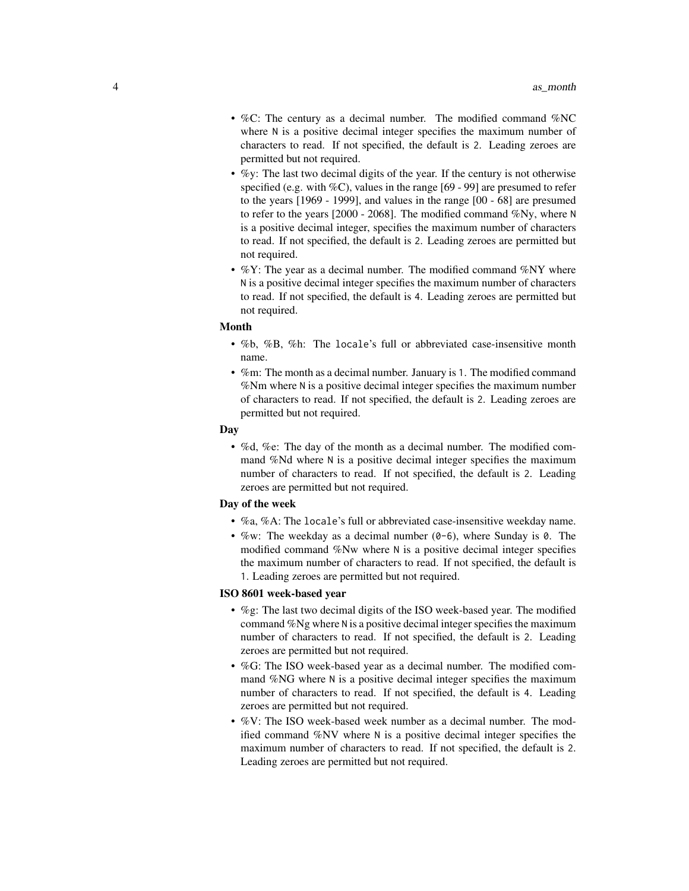- %C: The century as a decimal number. The modified command %NC where `N` is a positive decimal integer specifies the maximum number of characters to read. If not specified, the default is `2`. Leading zeroes are permitted but not required.
- %y: The last two decimal digits of the year. If the century is not otherwise specified (e.g. with %C), values in the range [69 - 99] are presumed to refer to the years [1969 - 1999], and values in the range [00 - 68] are presumed to refer to the years [2000 - 2068]. The modified command %Ny, where `N` is a positive decimal integer, specifies the maximum number of characters to read. If not specified, the default is `2`. Leading zeroes are permitted but not required.
- %Y: The year as a decimal number. The modified command %NY where `N` is a positive decimal integer specifies the maximum number of characters to read. If not specified, the default is `4`. Leading zeroes are permitted but not required.

**Month**

- %b, %B, %h: The `locale`'s full or abbreviated case-insensitive month name.
- %m: The month as a decimal number. January is `1`. The modified command %Nm where `N` is a positive decimal integer specifies the maximum number of characters to read. If not specified, the default is `2`. Leading zeroes are permitted but not required.

**Day**

- %d, %e: The day of the month as a decimal number. The modified command %Nd where `N` is a positive decimal integer specifies the maximum number of characters to read. If not specified, the default is `2`. Leading zeroes are permitted but not required.

**Day of the week**

- %a, %A: The `locale`'s full or abbreviated case-insensitive weekday name.
- %w: The weekday as a decimal number (`0-6`), where Sunday is `0`. The modified command %Nw where `N` is a positive decimal integer specifies the maximum number of characters to read. If not specified, the default is `1`. Leading zeroes are permitted but not required.

**ISO 8601 week-based year**

- %g: The last two decimal digits of the ISO week-based year. The modified command %Ng where `N` is a positive decimal integer specifies the maximum number of characters to read. If not specified, the default is `2`. Leading zeroes are permitted but not required.
- %G: The ISO week-based year as a decimal number. The modified command %NG where `N` is a positive decimal integer specifies the maximum number of characters to read. If not specified, the default is `4`. Leading zeroes are permitted but not required.
- %V: The ISO week-based week number as a decimal number. The modified command %NV where `N` is a positive decimal integer specifies the maximum number of characters to read. If not specified, the default is `2`. Leading zeroes are permitted but not required.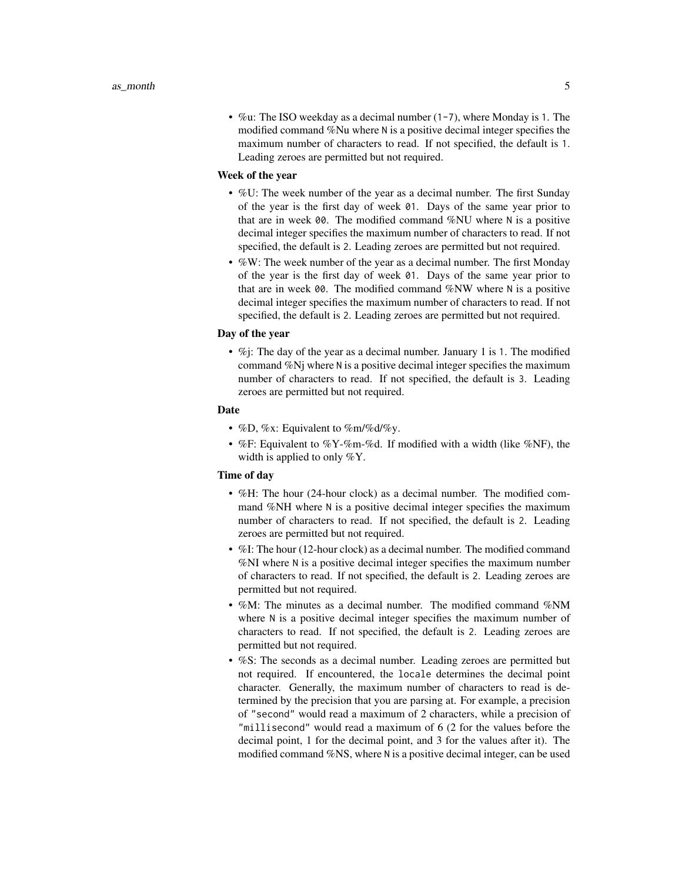- %u: The ISO weekday as a decimal number (`1-7`), where Monday is `1`. The modified command %Nu where `N` is a positive decimal integer specifies the maximum number of characters to read. If not specified, the default is `1`. Leading zeroes are permitted but not required.

**Week of the year**

- %U: The week number of the year as a decimal number. The first Sunday of the year is the first day of week `01`. Days of the same year prior to that are in week `00`. The modified command %NU where `N` is a positive decimal integer specifies the maximum number of characters to read. If not specified, the default is `2`. Leading zeroes are permitted but not required.
- %W: The week number of the year as a decimal number. The first Monday of the year is the first day of week `01`. Days of the same year prior to that are in week `00`. The modified command %NW where `N` is a positive decimal integer specifies the maximum number of characters to read. If not specified, the default is `2`. Leading zeroes are permitted but not required.

**Day of the year**

- %j: The day of the year as a decimal number. January 1 is `1`. The modified command %Nj where `N` is a positive decimal integer specifies the maximum number of characters to read. If not specified, the default is `3`. Leading zeroes are permitted but not required.

**Date**

- %D, %x: Equivalent to %m/%d/%y.
- %F: Equivalent to %Y-%m-%d. If modified with a width (like %NF), the width is applied to only %Y.

**Time of day**

- %H: The hour (24-hour clock) as a decimal number. The modified command %NH where `N` is a positive decimal integer specifies the maximum number of characters to read. If not specified, the default is `2`. Leading zeroes are permitted but not required.
- %I: The hour (12-hour clock) as a decimal number. The modified command %NI where `N` is a positive decimal integer specifies the maximum number of characters to read. If not specified, the default is `2`. Leading zeroes are permitted but not required.
- %M: The minutes as a decimal number. The modified command %NM where `N` is a positive decimal integer specifies the maximum number of characters to read. If not specified, the default is `2`. Leading zeroes are permitted but not required.
- %S: The seconds as a decimal number. Leading zeroes are permitted but not required. If encountered, the `locale` determines the decimal point character. Generally, the maximum number of characters to read is determined by the precision that you are parsing at. For example, a precision of `"second"` would read a maximum of 2 characters, while a precision of `"millisecond"` would read a maximum of 6 (2 for the values before the decimal point, 1 for the decimal point, and 3 for the values after it). The modified command %NS, where `N` is a positive decimal integer, can be used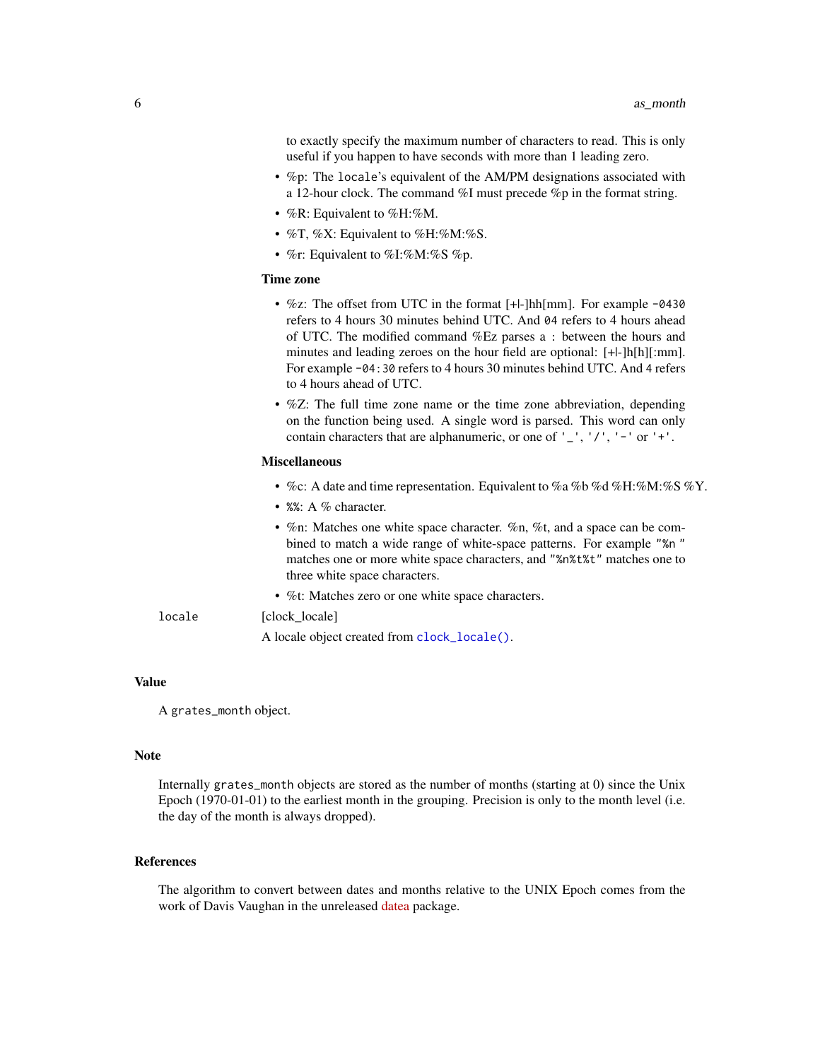to exactly specify the maximum number of characters to read. This is only useful if you happen to have seconds with more than 1 leading zero.

- %p: The `locale`'s equivalent of the AM/PM designations associated with a 12-hour clock. The command %I must precede %p in the format string.
- %R: Equivalent to %H:%M.
- %T, %X: Equivalent to %H:%M:%S.
- %r: Equivalent to %I:%M:%S %p.

**Time zone**

- %z: The offset from UTC in the format [+|-]hh[mm]. For example `-0430` refers to 4 hours 30 minutes behind UTC. And `04` refers to 4 hours ahead of UTC. The modified command %Ez parses a : between the hours and minutes and leading zeroes on the hour field are optional: [+|-]h[h][:mm]. For example `-04:30` refers to 4 hours 30 minutes behind UTC. And 4 refers to 4 hours ahead of UTC.
- %Z: The full time zone name or the time zone abbreviation, depending on the function being used. A single word is parsed. This word can only contain characters that are alphanumeric, or one of `'_'`, `'/'`, `'-'` or `'+'`.

**Miscellaneous**

- %c: A date and time representation. Equivalent to %a %b %d %H:%M:%S %Y.
- `%%`: A % character.
- %n: Matches one white space character. %n, %t, and a space can be combined to match a wide range of white-space patterns. For example `"%n "` matches one or more white space characters, and `"%n%t%t"` matches one to three white space characters.
- %t: Matches zero or one white space characters.

`locale` [clock_locale]

A locale object created from `clock_locale()`.

## Value

A `grates_month` object.

## Note

Internally `grates_month` objects are stored as the number of months (starting at 0) since the Unix Epoch (1970-01-01) to the earliest month in the grouping. Precision is only to the month level (i.e. the day of the month is always dropped).

## References

The algorithm to convert between dates and months relative to the UNIX Epoch comes from the work of Davis Vaughan in the unreleased datea package.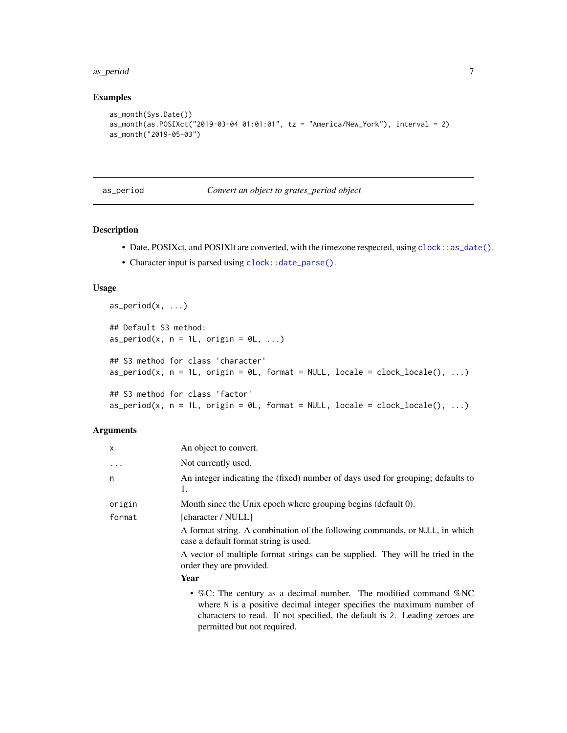### Examples

```
as_month(Sys.Date())
as_month(as.POSIXct("2019-03-04 01:01:01", tz = "America/New_York"), interval = 2)
as_month("2019-05-03")
```

---

## as_period    *Convert an object to grates_period object*

---

### Description

- Date, POSIXct, and POSIXlt are converted, with the timezone respected, using `clock::as_date()`.
- Character input is parsed using `clock::date_parse()`.

### Usage

```
as_period(x, ...)

## Default S3 method:
as_period(x, n = 1L, origin = 0L, ...)

## S3 method for class 'character'
as_period(x, n = 1L, origin = 0L, format = NULL, locale = clock_locale(), ...)

## S3 method for class 'factor'
as_period(x, n = 1L, origin = 0L, format = NULL, locale = clock_locale(), ...)
```

### Arguments

| | |
|---|---|
| `x` | An object to convert. |
| `...` | Not currently used. |
| `n` | An integer indicating the (fixed) number of days used for grouping; defaults to 1. |
| `origin` | Month since the Unix epoch where grouping begins (default 0). |
| `format` | [character / NULL] |

A format string. A combination of the following commands, or `NULL`, in which case a default format string is used.

A vector of multiple format strings can be supplied. They will be tried in the order they are provided.

**Year**

- %C: The century as a decimal number. The modified command %NC where `N` is a positive decimal integer specifies the maximum number of characters to read. If not specified, the default is `2`. Leading zeroes are permitted but not required.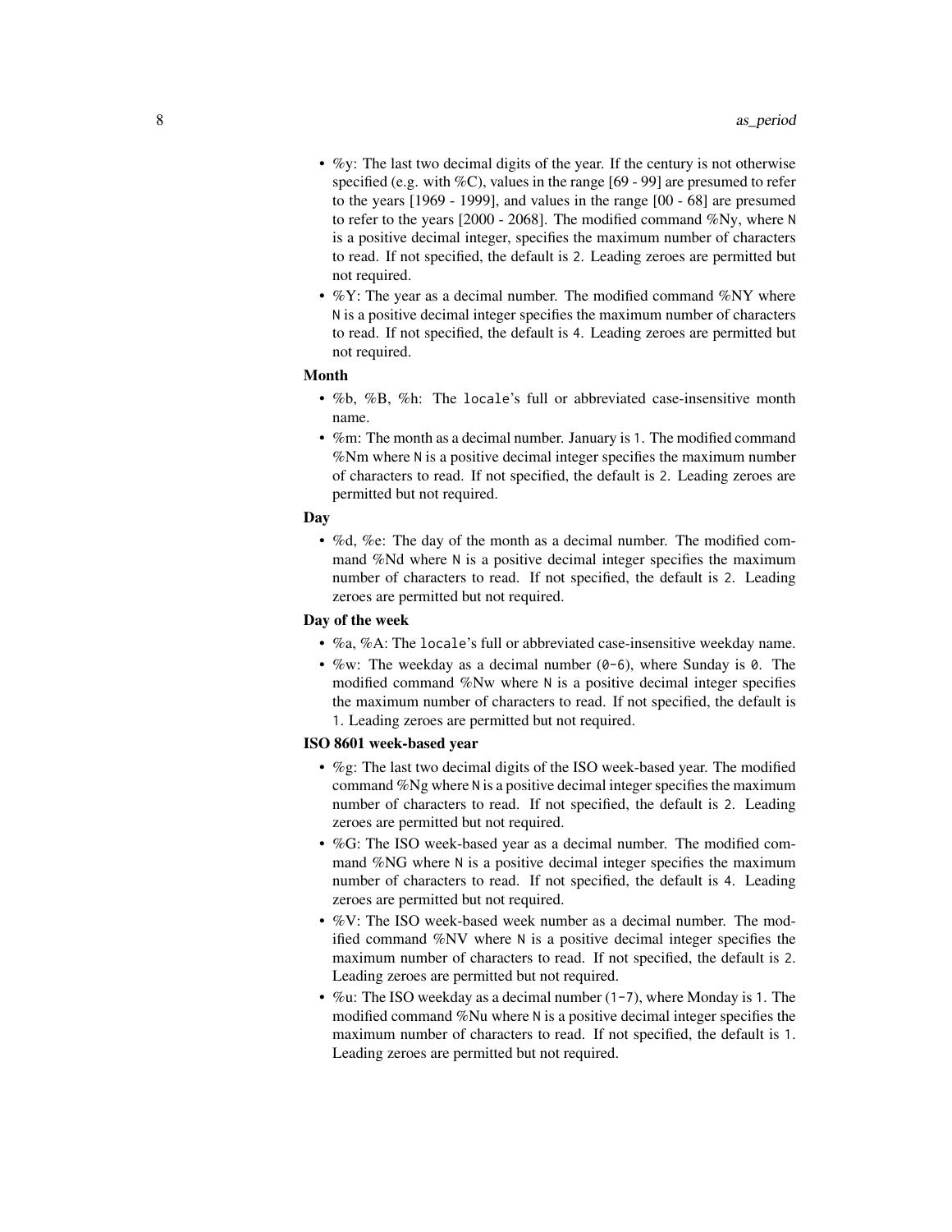- %y: The last two decimal digits of the year. If the century is not otherwise specified (e.g. with %C), values in the range [69 - 99] are presumed to refer to the years [1969 - 1999], and values in the range [00 - 68] are presumed to refer to the years [2000 - 2068]. The modified command %Ny, where `N` is a positive decimal integer, specifies the maximum number of characters to read. If not specified, the default is `2`. Leading zeroes are permitted but not required.
- %Y: The year as a decimal number. The modified command %NY where `N` is a positive decimal integer specifies the maximum number of characters to read. If not specified, the default is `4`. Leading zeroes are permitted but not required.

**Month**

- %b, %B, %h: The `locale`'s full or abbreviated case-insensitive month name.
- %m: The month as a decimal number. January is `1`. The modified command %Nm where `N` is a positive decimal integer specifies the maximum number of characters to read. If not specified, the default is `2`. Leading zeroes are permitted but not required.

**Day**

- %d, %e: The day of the month as a decimal number. The modified command %Nd where `N` is a positive decimal integer specifies the maximum number of characters to read. If not specified, the default is `2`. Leading zeroes are permitted but not required.

**Day of the week**

- %a, %A: The `locale`'s full or abbreviated case-insensitive weekday name.
- %w: The weekday as a decimal number (`0-6`), where Sunday is `0`. The modified command %Nw where `N` is a positive decimal integer specifies the maximum number of characters to read. If not specified, the default is `1`. Leading zeroes are permitted but not required.

**ISO 8601 week-based year**

- %g: The last two decimal digits of the ISO week-based year. The modified command %Ng where `N` is a positive decimal integer specifies the maximum number of characters to read. If not specified, the default is `2`. Leading zeroes are permitted but not required.
- %G: The ISO week-based year as a decimal number. The modified command %NG where `N` is a positive decimal integer specifies the maximum number of characters to read. If not specified, the default is `4`. Leading zeroes are permitted but not required.
- %V: The ISO week-based week number as a decimal number. The modified command %NV where `N` is a positive decimal integer specifies the maximum number of characters to read. If not specified, the default is `2`. Leading zeroes are permitted but not required.
- %u: The ISO weekday as a decimal number (`1-7`), where Monday is `1`. The modified command %Nu where `N` is a positive decimal integer specifies the maximum number of characters to read. If not specified, the default is `1`. Leading zeroes are permitted but not required.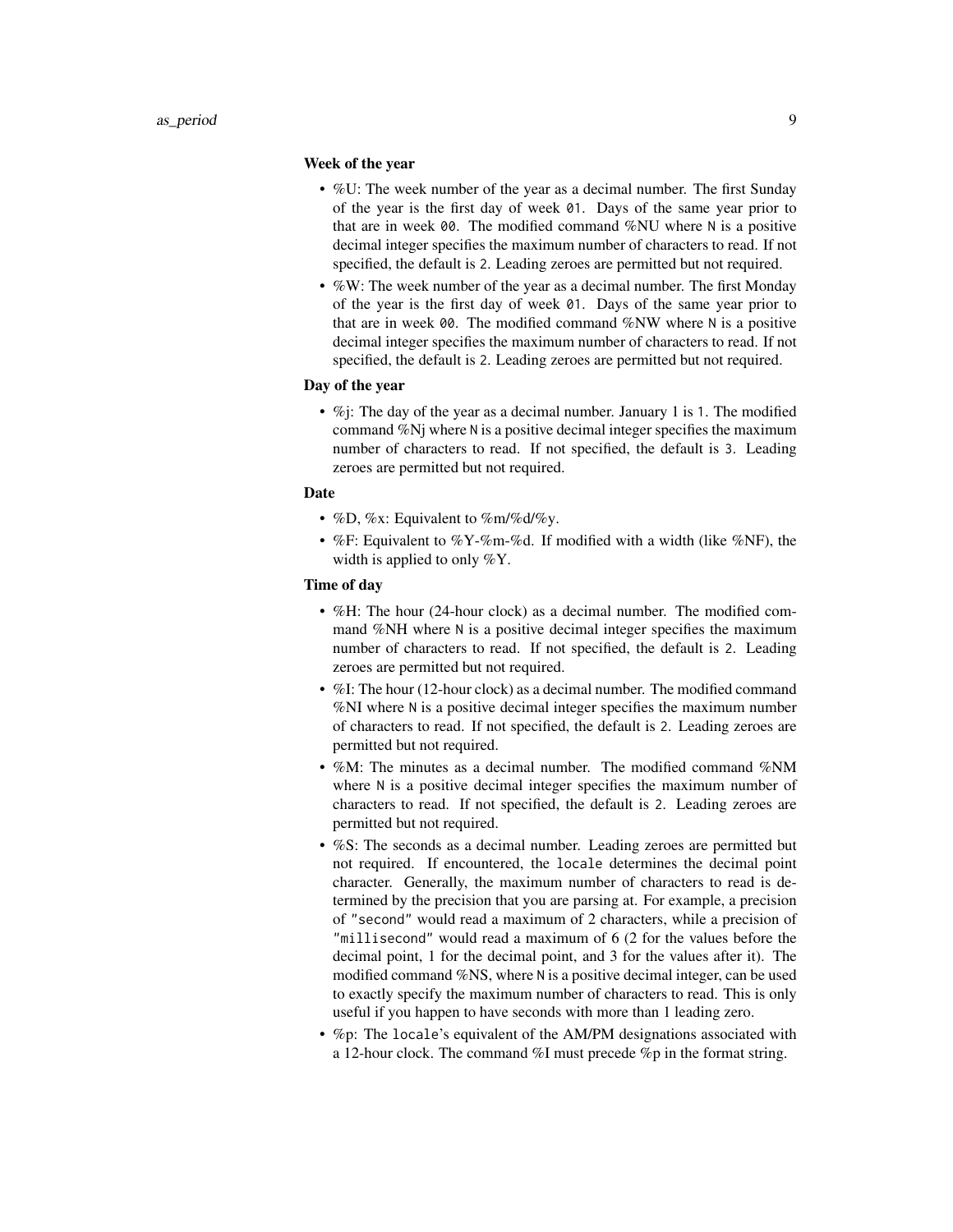**Week of the year**

- %U: The week number of the year as a decimal number. The first Sunday of the year is the first day of week `01`. Days of the same year prior to that are in week `00`. The modified command %NU where `N` is a positive decimal integer specifies the maximum number of characters to read. If not specified, the default is `2`. Leading zeroes are permitted but not required.
- %W: The week number of the year as a decimal number. The first Monday of the year is the first day of week `01`. Days of the same year prior to that are in week `00`. The modified command %NW where `N` is a positive decimal integer specifies the maximum number of characters to read. If not specified, the default is `2`. Leading zeroes are permitted but not required.

**Day of the year**

- %j: The day of the year as a decimal number. January 1 is `1`. The modified command %Nj where `N` is a positive decimal integer specifies the maximum number of characters to read. If not specified, the default is `3`. Leading zeroes are permitted but not required.

**Date**

- %D, %x: Equivalent to %m/%d/%y.
- %F: Equivalent to %Y-%m-%d. If modified with a width (like %NF), the width is applied to only %Y.

**Time of day**

- %H: The hour (24-hour clock) as a decimal number. The modified command %NH where `N` is a positive decimal integer specifies the maximum number of characters to read. If not specified, the default is `2`. Leading zeroes are permitted but not required.
- %I: The hour (12-hour clock) as a decimal number. The modified command %NI where `N` is a positive decimal integer specifies the maximum number of characters to read. If not specified, the default is `2`. Leading zeroes are permitted but not required.
- %M: The minutes as a decimal number. The modified command %NM where `N` is a positive decimal integer specifies the maximum number of characters to read. If not specified, the default is `2`. Leading zeroes are permitted but not required.
- %S: The seconds as a decimal number. Leading zeroes are permitted but not required. If encountered, the `locale` determines the decimal point character. Generally, the maximum number of characters to read is determined by the precision that you are parsing at. For example, a precision of `"second"` would read a maximum of 2 characters, while a precision of `"millisecond"` would read a maximum of 6 (2 for the values before the decimal point, 1 for the decimal point, and 3 for the values after it). The modified command %NS, where `N` is a positive decimal integer, can be used to exactly specify the maximum number of characters to read. This is only useful if you happen to have seconds with more than 1 leading zero.
- %p: The `locale`'s equivalent of the AM/PM designations associated with a 12-hour clock. The command %I must precede %p in the format string.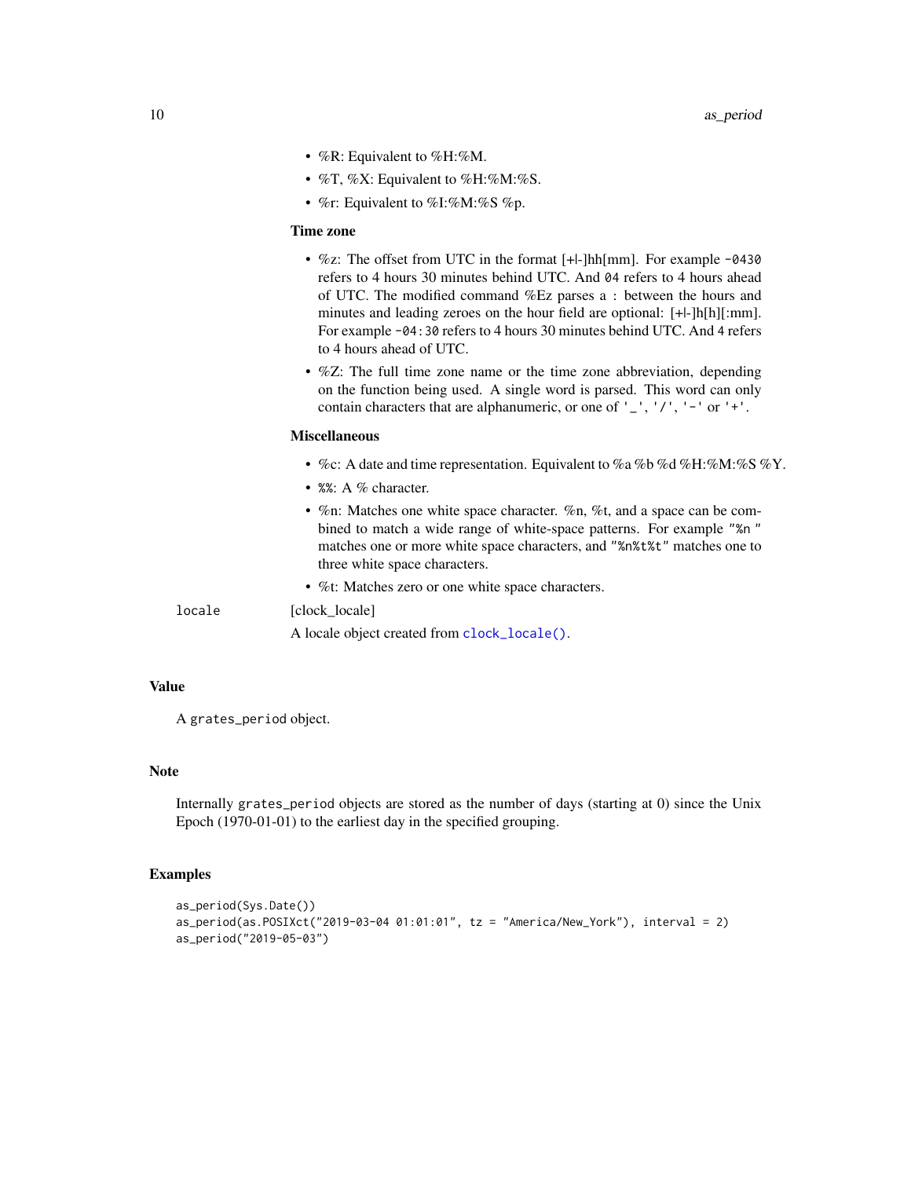- %R: Equivalent to %H:%M.
- %T, %X: Equivalent to %H:%M:%S.
- %r: Equivalent to %I:%M:%S %p.

**Time zone**

- %z: The offset from UTC in the format [+|-]hh[mm]. For example `-0430` refers to 4 hours 30 minutes behind UTC. And `04` refers to 4 hours ahead of UTC. The modified command %Ez parses a : between the hours and minutes and leading zeroes on the hour field are optional: [+|-]h[h][:mm]. For example `-04:30` refers to 4 hours 30 minutes behind UTC. And 4 refers to 4 hours ahead of UTC.
- %Z: The full time zone name or the time zone abbreviation, depending on the function being used. A single word is parsed. This word can only contain characters that are alphanumeric, or one of `'_'`, `'/'`, `'-'` or `'+'`.

**Miscellaneous**

- %c: A date and time representation. Equivalent to %a %b %d %H:%M:%S %Y.
- `%%`: A % character.
- %n: Matches one white space character. %n, %t, and a space can be combined to match a wide range of white-space patterns. For example `"%n "` matches one or more white space characters, and `"%n%t%t"` matches one to three white space characters.
- %t: Matches zero or one white space characters.

`locale` [clock_locale]

A locale object created from `clock_locale()`.

## Value

A `grates_period` object.

## Note

Internally `grates_period` objects are stored as the number of days (starting at 0) since the Unix Epoch (1970-01-01) to the earliest day in the specified grouping.

## Examples

```
as_period(Sys.Date())
as_period(as.POSIXct("2019-03-04 01:01:01", tz = "America/New_York"), interval = 2)
as_period("2019-05-03")
```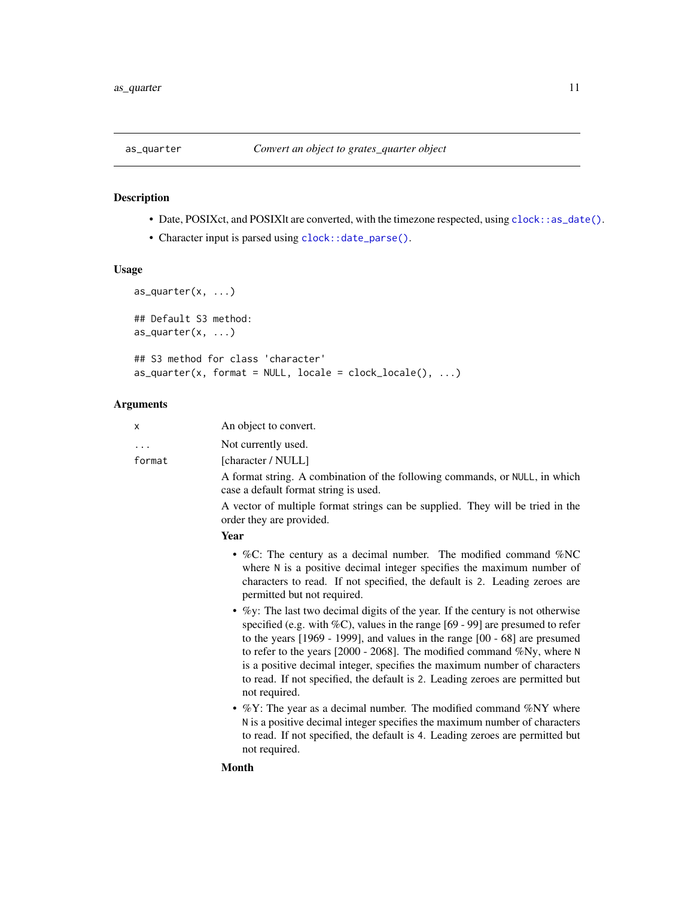## as_quarter — *Convert an object to grates_quarter object*

### Description

- Date, POSIXct, and POSIXlt are converted, with the timezone respected, using `clock::as_date()`.
- Character input is parsed using `clock::date_parse()`.

### Usage

```
as_quarter(x, ...)

## Default S3 method:
as_quarter(x, ...)

## S3 method for class 'character'
as_quarter(x, format = NULL, locale = clock_locale(), ...)
```

### Arguments

`x` An object to convert.

`...` Not currently used.

`format` [character / NULL]

A format string. A combination of the following commands, or `NULL`, in which case a default format string is used.

A vector of multiple format strings can be supplied. They will be tried in the order they are provided.

**Year**

- %C: The century as a decimal number. The modified command %NC where `N` is a positive decimal integer specifies the maximum number of characters to read. If not specified, the default is `2`. Leading zeroes are permitted but not required.
- %y: The last two decimal digits of the year. If the century is not otherwise specified (e.g. with %C), values in the range [69 - 99] are presumed to refer to the years [1969 - 1999], and values in the range [00 - 68] are presumed to refer to the years [2000 - 2068]. The modified command %Ny, where `N` is a positive decimal integer, specifies the maximum number of characters to read. If not specified, the default is `2`. Leading zeroes are permitted but not required.
- %Y: The year as a decimal number. The modified command %NY where `N` is a positive decimal integer specifies the maximum number of characters to read. If not specified, the default is `4`. Leading zeroes are permitted but not required.

**Month**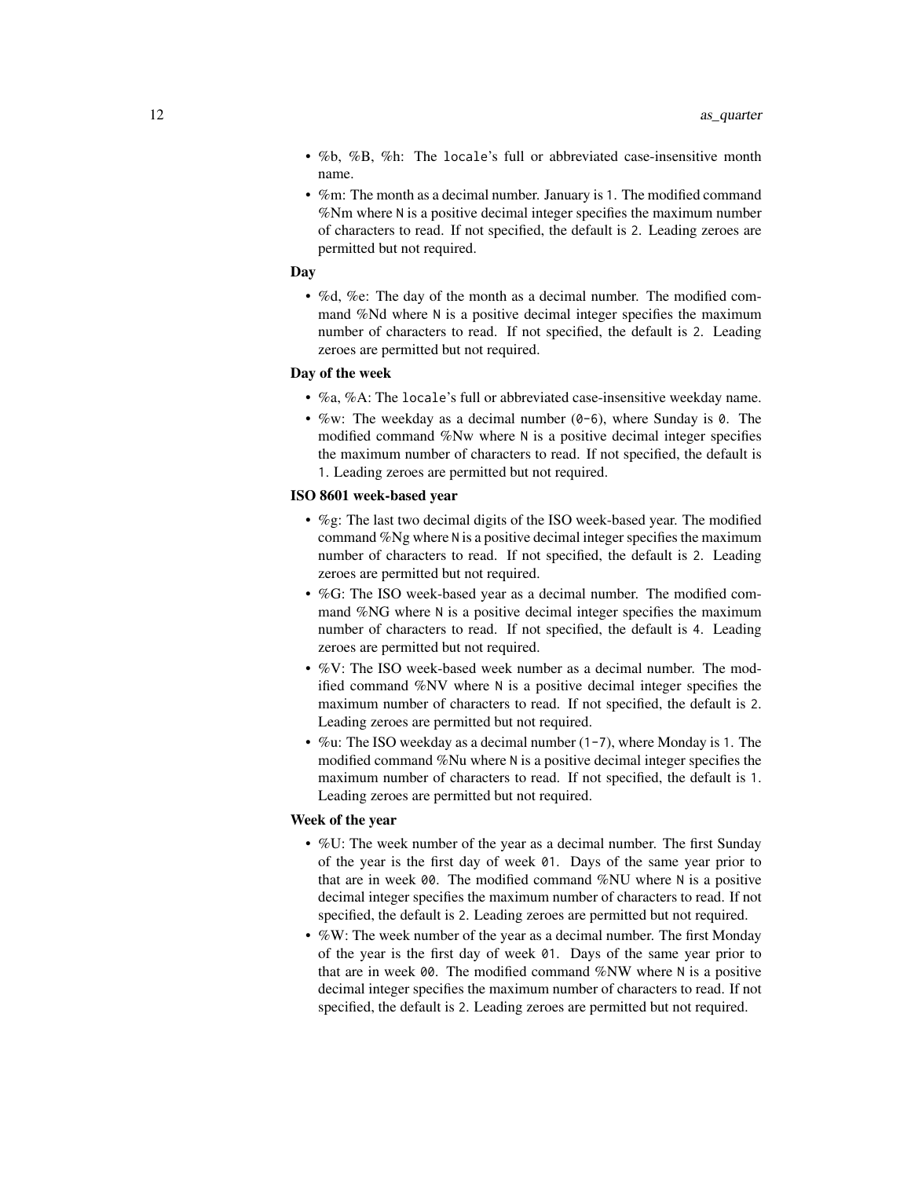- %b, %B, %h: The `locale`'s full or abbreviated case-insensitive month name.
- %m: The month as a decimal number. January is `1`. The modified command %Nm where `N` is a positive decimal integer specifies the maximum number of characters to read. If not specified, the default is `2`. Leading zeroes are permitted but not required.

**Day**

- %d, %e: The day of the month as a decimal number. The modified command %Nd where `N` is a positive decimal integer specifies the maximum number of characters to read. If not specified, the default is `2`. Leading zeroes are permitted but not required.

**Day of the week**

- %a, %A: The `locale`'s full or abbreviated case-insensitive weekday name.
- %w: The weekday as a decimal number (`0-6`), where Sunday is `0`. The modified command %Nw where `N` is a positive decimal integer specifies the maximum number of characters to read. If not specified, the default is `1`. Leading zeroes are permitted but not required.

**ISO 8601 week-based year**

- %g: The last two decimal digits of the ISO week-based year. The modified command %Ng where `N` is a positive decimal integer specifies the maximum number of characters to read. If not specified, the default is `2`. Leading zeroes are permitted but not required.
- %G: The ISO week-based year as a decimal number. The modified command %NG where `N` is a positive decimal integer specifies the maximum number of characters to read. If not specified, the default is `4`. Leading zeroes are permitted but not required.
- %V: The ISO week-based week number as a decimal number. The modified command %NV where `N` is a positive decimal integer specifies the maximum number of characters to read. If not specified, the default is `2`. Leading zeroes are permitted but not required.
- %u: The ISO weekday as a decimal number (`1-7`), where Monday is `1`. The modified command %Nu where `N` is a positive decimal integer specifies the maximum number of characters to read. If not specified, the default is `1`. Leading zeroes are permitted but not required.

**Week of the year**

- %U: The week number of the year as a decimal number. The first Sunday of the year is the first day of week `01`. Days of the same year prior to that are in week `00`. The modified command %NU where `N` is a positive decimal integer specifies the maximum number of characters to read. If not specified, the default is `2`. Leading zeroes are permitted but not required.
- %W: The week number of the year as a decimal number. The first Monday of the year is the first day of week `01`. Days of the same year prior to that are in week `00`. The modified command %NW where `N` is a positive decimal integer specifies the maximum number of characters to read. If not specified, the default is `2`. Leading zeroes are permitted but not required.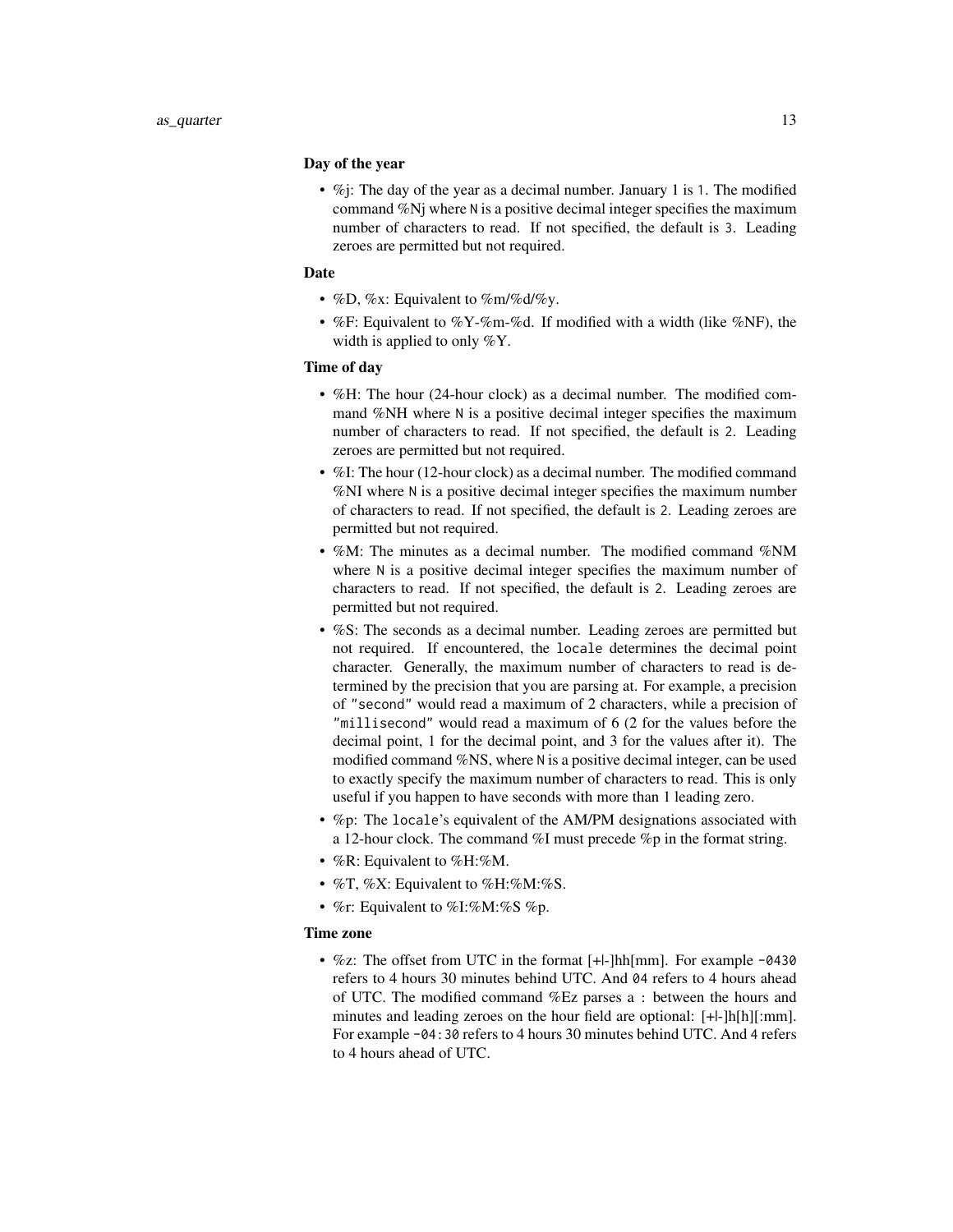**Day of the year**

- %j: The day of the year as a decimal number. January 1 is `1`. The modified command %Nj where `N` is a positive decimal integer specifies the maximum number of characters to read. If not specified, the default is `3`. Leading zeroes are permitted but not required.

**Date**

- %D, %x: Equivalent to %m/%d/%y.
- %F: Equivalent to %Y-%m-%d. If modified with a width (like %NF), the width is applied to only %Y.

**Time of day**

- %H: The hour (24-hour clock) as a decimal number. The modified command %NH where `N` is a positive decimal integer specifies the maximum number of characters to read. If not specified, the default is `2`. Leading zeroes are permitted but not required.
- %I: The hour (12-hour clock) as a decimal number. The modified command %NI where `N` is a positive decimal integer specifies the maximum number of characters to read. If not specified, the default is `2`. Leading zeroes are permitted but not required.
- %M: The minutes as a decimal number. The modified command %NM where `N` is a positive decimal integer specifies the maximum number of characters to read. If not specified, the default is `2`. Leading zeroes are permitted but not required.
- %S: The seconds as a decimal number. Leading zeroes are permitted but not required. If encountered, the `locale` determines the decimal point character. Generally, the maximum number of characters to read is determined by the precision that you are parsing at. For example, a precision of `"second"` would read a maximum of 2 characters, while a precision of `"millisecond"` would read a maximum of 6 (2 for the values before the decimal point, 1 for the decimal point, and 3 for the values after it). The modified command %NS, where `N` is a positive decimal integer, can be used to exactly specify the maximum number of characters to read. This is only useful if you happen to have seconds with more than 1 leading zero.
- %p: The `locale`'s equivalent of the AM/PM designations associated with a 12-hour clock. The command %I must precede %p in the format string.
- %R: Equivalent to %H:%M.
- %T, %X: Equivalent to %H:%M:%S.
- %r: Equivalent to %I:%M:%S %p.

**Time zone**

- %z: The offset from UTC in the format [+|-]hh[mm]. For example `-0430` refers to 4 hours 30 minutes behind UTC. And `04` refers to 4 hours ahead of UTC. The modified command %Ez parses a `:` between the hours and minutes and leading zeroes on the hour field are optional: [+|-]h[h][:mm]. For example `-04:30` refers to 4 hours 30 minutes behind UTC. And `4` refers to 4 hours ahead of UTC.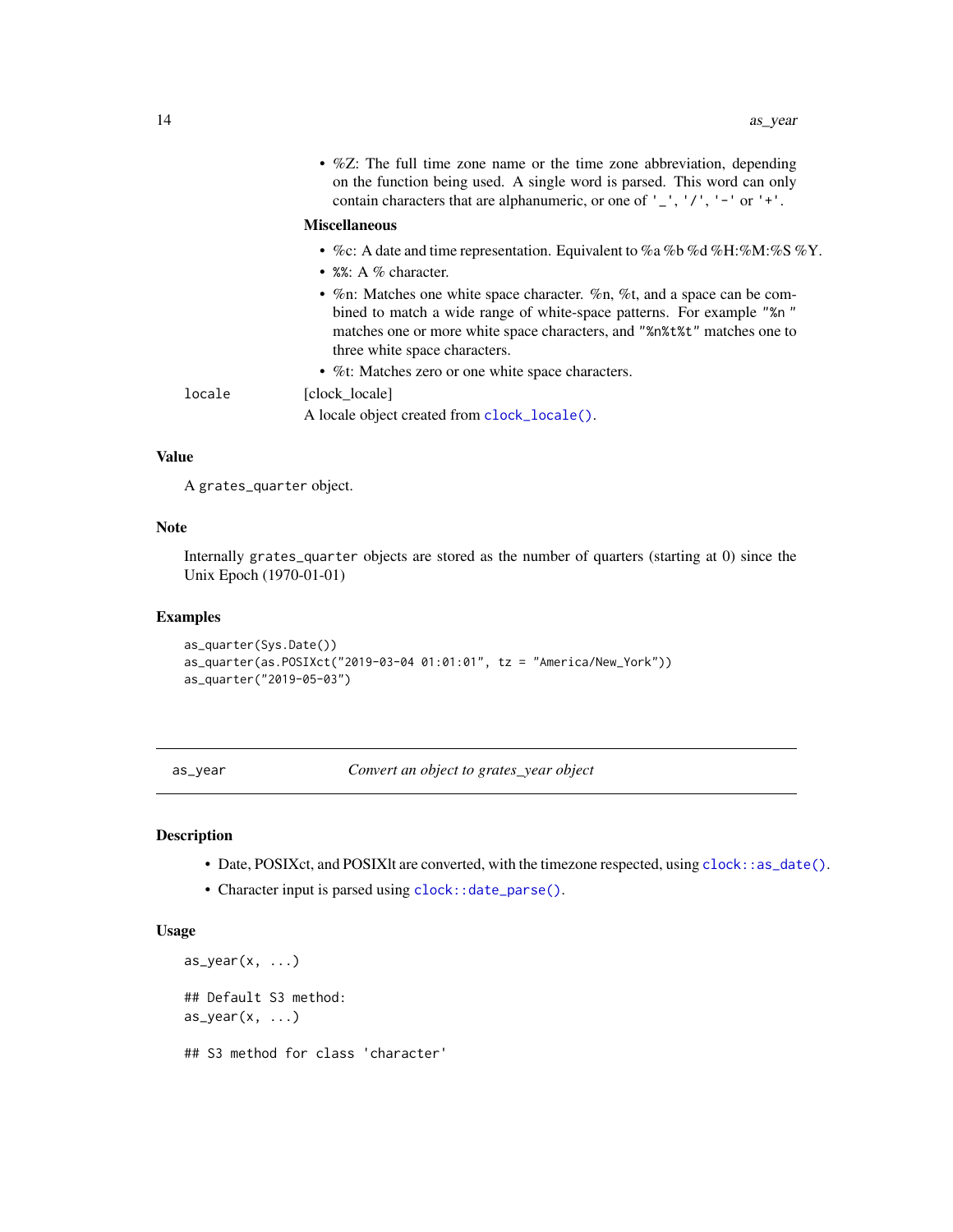- %Z: The full time zone name or the time zone abbreviation, depending on the function being used. A single word is parsed. This word can only contain characters that are alphanumeric, or one of '_', '/', '-' or '+'.

**Miscellaneous**

- %c: A date and time representation. Equivalent to %a %b %d %H:%M:%S %Y.
- %%: A % character.
- %n: Matches one white space character. %n, %t, and a space can be combined to match a wide range of white-space patterns. For example "%n " matches one or more white space characters, and "%n%t%t" matches one to three white space characters.
- %t: Matches zero or one white space characters.

`locale` [clock_locale]
A locale object created from `clock_locale()`.

### Value

A `grates_quarter` object.

### Note

Internally `grates_quarter` objects are stored as the number of quarters (starting at 0) since the Unix Epoch (1970-01-01)

### Examples

```
as_quarter(Sys.Date())
as_quarter(as.POSIXct("2019-03-04 01:01:01", tz = "America/New_York"))
as_quarter("2019-05-03")
```

---

## as_year — *Convert an object to grates_year object*

### Description

- Date, POSIXct, and POSIXlt are converted, with the timezone respected, using `clock::as_date()`.
- Character input is parsed using `clock::date_parse()`.

### Usage

```
as_year(x, ...)

## Default S3 method:
as_year(x, ...)

## S3 method for class 'character'
```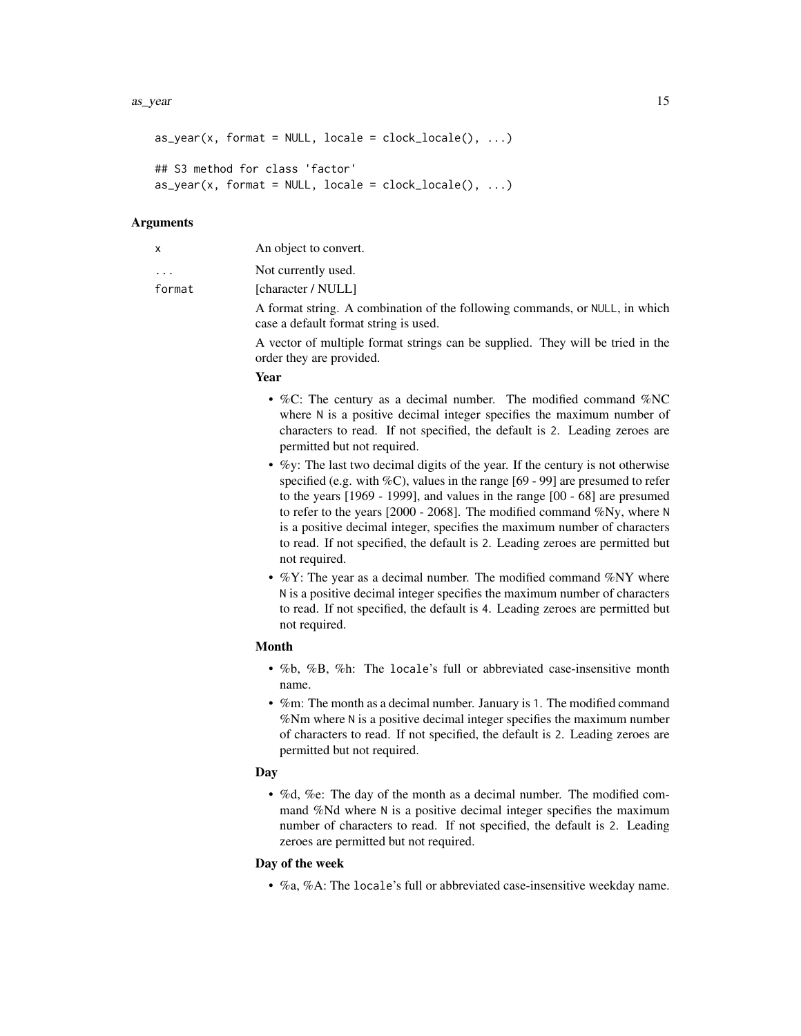```
as_year(x, format = NULL, locale = clock_locale(), ...)

## S3 method for class 'factor'
as_year(x, format = NULL, locale = clock_locale(), ...)
```

### Arguments

- **x**: An object to convert.
- **...**: Not currently used.
- **format**: [character / NULL]

  A format string. A combination of the following commands, or NULL, in which case a default format string is used.

  A vector of multiple format strings can be supplied. They will be tried in the order they are provided.

  **Year**

  - %C: The century as a decimal number. The modified command %NC where N is a positive decimal integer specifies the maximum number of characters to read. If not specified, the default is 2. Leading zeroes are permitted but not required.
  - %y: The last two decimal digits of the year. If the century is not otherwise specified (e.g. with %C), values in the range [69 - 99] are presumed to refer to the years [1969 - 1999], and values in the range [00 - 68] are presumed to refer to the years [2000 - 2068]. The modified command %Ny, where N is a positive decimal integer, specifies the maximum number of characters to read. If not specified, the default is 2. Leading zeroes are permitted but not required.
  - %Y: The year as a decimal number. The modified command %NY where N is a positive decimal integer specifies the maximum number of characters to read. If not specified, the default is 4. Leading zeroes are permitted but not required.

  **Month**

  - %b, %B, %h: The locale's full or abbreviated case-insensitive month name.
  - %m: The month as a decimal number. January is 1. The modified command %Nm where N is a positive decimal integer specifies the maximum number of characters to read. If not specified, the default is 2. Leading zeroes are permitted but not required.

  **Day**

  - %d, %e: The day of the month as a decimal number. The modified command %Nd where N is a positive decimal integer specifies the maximum number of characters to read. If not specified, the default is 2. Leading zeroes are permitted but not required.

  **Day of the week**

  - %a, %A: The locale's full or abbreviated case-insensitive weekday name.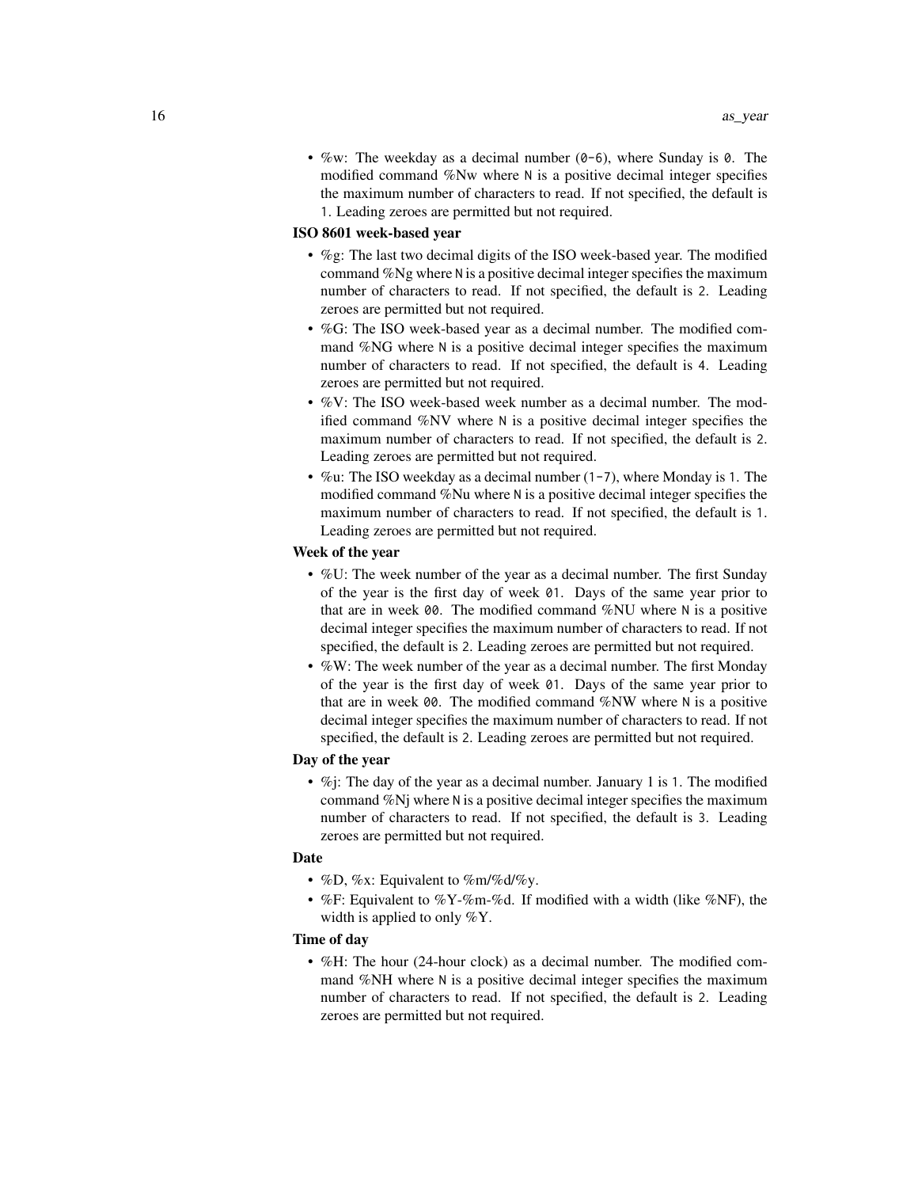- %w: The weekday as a decimal number (`0-6`), where Sunday is `0`. The modified command %Nw where `N` is a positive decimal integer specifies the maximum number of characters to read. If not specified, the default is `1`. Leading zeroes are permitted but not required.

**ISO 8601 week-based year**

- %g: The last two decimal digits of the ISO week-based year. The modified command %Ng where `N` is a positive decimal integer specifies the maximum number of characters to read. If not specified, the default is `2`. Leading zeroes are permitted but not required.
- %G: The ISO week-based year as a decimal number. The modified command %NG where `N` is a positive decimal integer specifies the maximum number of characters to read. If not specified, the default is `4`. Leading zeroes are permitted but not required.
- %V: The ISO week-based week number as a decimal number. The modified command %NV where `N` is a positive decimal integer specifies the maximum number of characters to read. If not specified, the default is `2`. Leading zeroes are permitted but not required.
- %u: The ISO weekday as a decimal number (`1-7`), where Monday is `1`. The modified command %Nu where `N` is a positive decimal integer specifies the maximum number of characters to read. If not specified, the default is `1`. Leading zeroes are permitted but not required.

**Week of the year**

- %U: The week number of the year as a decimal number. The first Sunday of the year is the first day of week `01`. Days of the same year prior to that are in week `00`. The modified command %NU where `N` is a positive decimal integer specifies the maximum number of characters to read. If not specified, the default is `2`. Leading zeroes are permitted but not required.
- %W: The week number of the year as a decimal number. The first Monday of the year is the first day of week `01`. Days of the same year prior to that are in week `00`. The modified command %NW where `N` is a positive decimal integer specifies the maximum number of characters to read. If not specified, the default is `2`. Leading zeroes are permitted but not required.

**Day of the year**

- %j: The day of the year as a decimal number. January 1 is `1`. The modified command %Nj where `N` is a positive decimal integer specifies the maximum number of characters to read. If not specified, the default is `3`. Leading zeroes are permitted but not required.

**Date**

- %D, %x: Equivalent to %m/%d/%y.
- %F: Equivalent to %Y-%m-%d. If modified with a width (like %NF), the width is applied to only %Y.

**Time of day**

- %H: The hour (24-hour clock) as a decimal number. The modified command %NH where `N` is a positive decimal integer specifies the maximum number of characters to read. If not specified, the default is `2`. Leading zeroes are permitted but not required.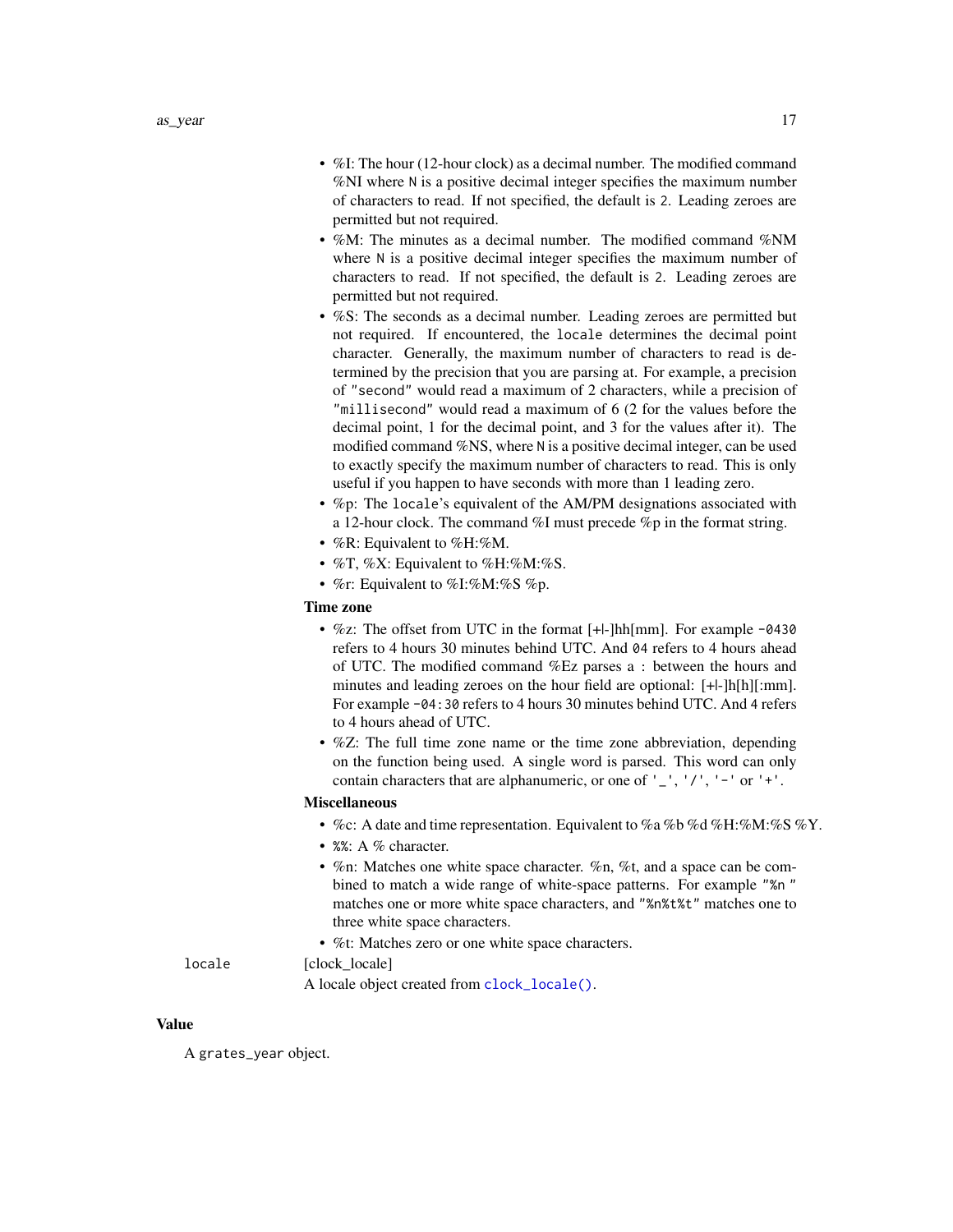- %I: The hour (12-hour clock) as a decimal number. The modified command %NI where `N` is a positive decimal integer specifies the maximum number of characters to read. If not specified, the default is `2`. Leading zeroes are permitted but not required.
- %M: The minutes as a decimal number. The modified command %NM where `N` is a positive decimal integer specifies the maximum number of characters to read. If not specified, the default is `2`. Leading zeroes are permitted but not required.
- %S: The seconds as a decimal number. Leading zeroes are permitted but not required. If encountered, the `locale` determines the decimal point character. Generally, the maximum number of characters to read is determined by the precision that you are parsing at. For example, a precision of `"second"` would read a maximum of 2 characters, while a precision of `"millisecond"` would read a maximum of 6 (2 for the values before the decimal point, 1 for the decimal point, and 3 for the values after it). The modified command %NS, where `N` is a positive decimal integer, can be used to exactly specify the maximum number of characters to read. This is only useful if you happen to have seconds with more than 1 leading zero.
- %p: The `locale`'s equivalent of the AM/PM designations associated with a 12-hour clock. The command %I must precede %p in the format string.
- %R: Equivalent to %H:%M.
- %T, %X: Equivalent to %H:%M:%S.
- %r: Equivalent to %I:%M:%S %p.

**Time zone**

- %z: The offset from UTC in the format [+|-]hh[mm]. For example `-0430` refers to 4 hours 30 minutes behind UTC. And `04` refers to 4 hours ahead of UTC. The modified command %Ez parses a `:` between the hours and minutes and leading zeroes on the hour field are optional: [+|-]h[h][:mm]. For example `-04:30` refers to 4 hours 30 minutes behind UTC. And 4 refers to 4 hours ahead of UTC.
- %Z: The full time zone name or the time zone abbreviation, depending on the function being used. A single word is parsed. This word can only contain characters that are alphanumeric, or one of `'_'`, `'/'`, `'-'` or `'+'`.

**Miscellaneous**

- %c: A date and time representation. Equivalent to %a %b %d %H:%M:%S %Y.
- `%%`: A % character.
- %n: Matches one white space character. %n, %t, and a space can be combined to match a wide range of white-space patterns. For example `"%n "` matches one or more white space characters, and `"%n%t%t"` matches one to three white space characters.
- %t: Matches zero or one white space characters.

`locale` [clock_locale]

A locale object created from `clock_locale()`.

## Value

A `grates_year` object.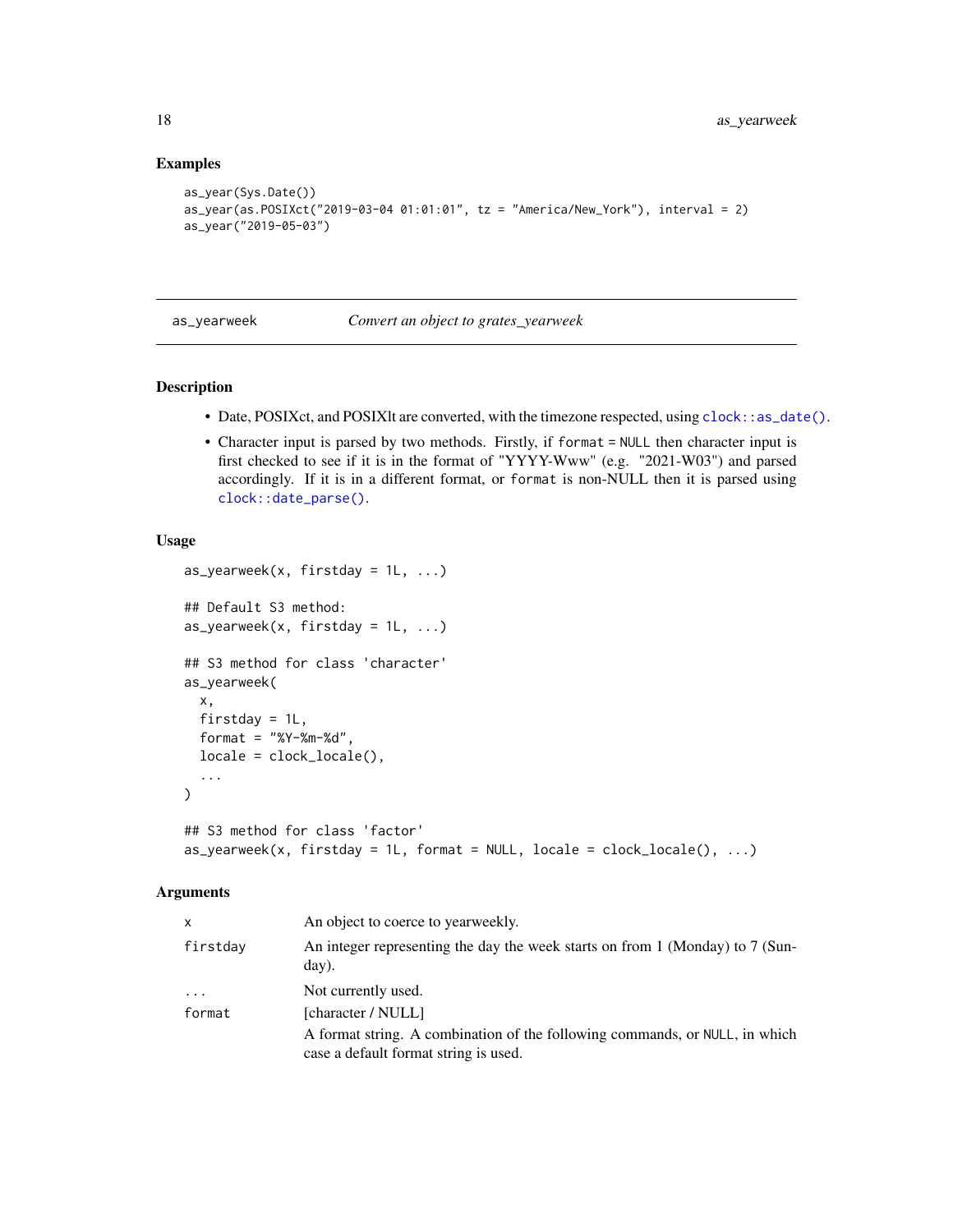### Examples

```
as_year(Sys.Date())
as_year(as.POSIXct("2019-03-04 01:01:01", tz = "America/New_York"), interval = 2)
as_year("2019-05-03")
```

---

## as_yearweek — *Convert an object to grates_yearweek*

---

### Description

- Date, POSIXct, and POSIXlt are converted, with the timezone respected, using `clock::as_date()`.
- Character input is parsed by two methods. Firstly, if `format = NULL` then character input is first checked to see if it is in the format of "YYYY-Www" (e.g. "2021-W03") and parsed accordingly. If it is in a different format, or `format` is non-NULL then it is parsed using `clock::date_parse()`.

### Usage

```
as_yearweek(x, firstday = 1L, ...)

## Default S3 method:
as_yearweek(x, firstday = 1L, ...)

## S3 method for class 'character'
as_yearweek(
  x,
  firstday = 1L,
  format = "%Y-%m-%d",
  locale = clock_locale(),
  ...
)

## S3 method for class 'factor'
as_yearweek(x, firstday = 1L, format = NULL, locale = clock_locale(), ...)
```

### Arguments

| | |
|---|---|
| `x` | An object to coerce to yearweekly. |
| `firstday` | An integer representing the day the week starts on from 1 (Monday) to 7 (Sunday). |
| `...` | Not currently used. |
| `format` | [character / NULL]<br>A format string. A combination of the following commands, or `NULL`, in which case a default format string is used. |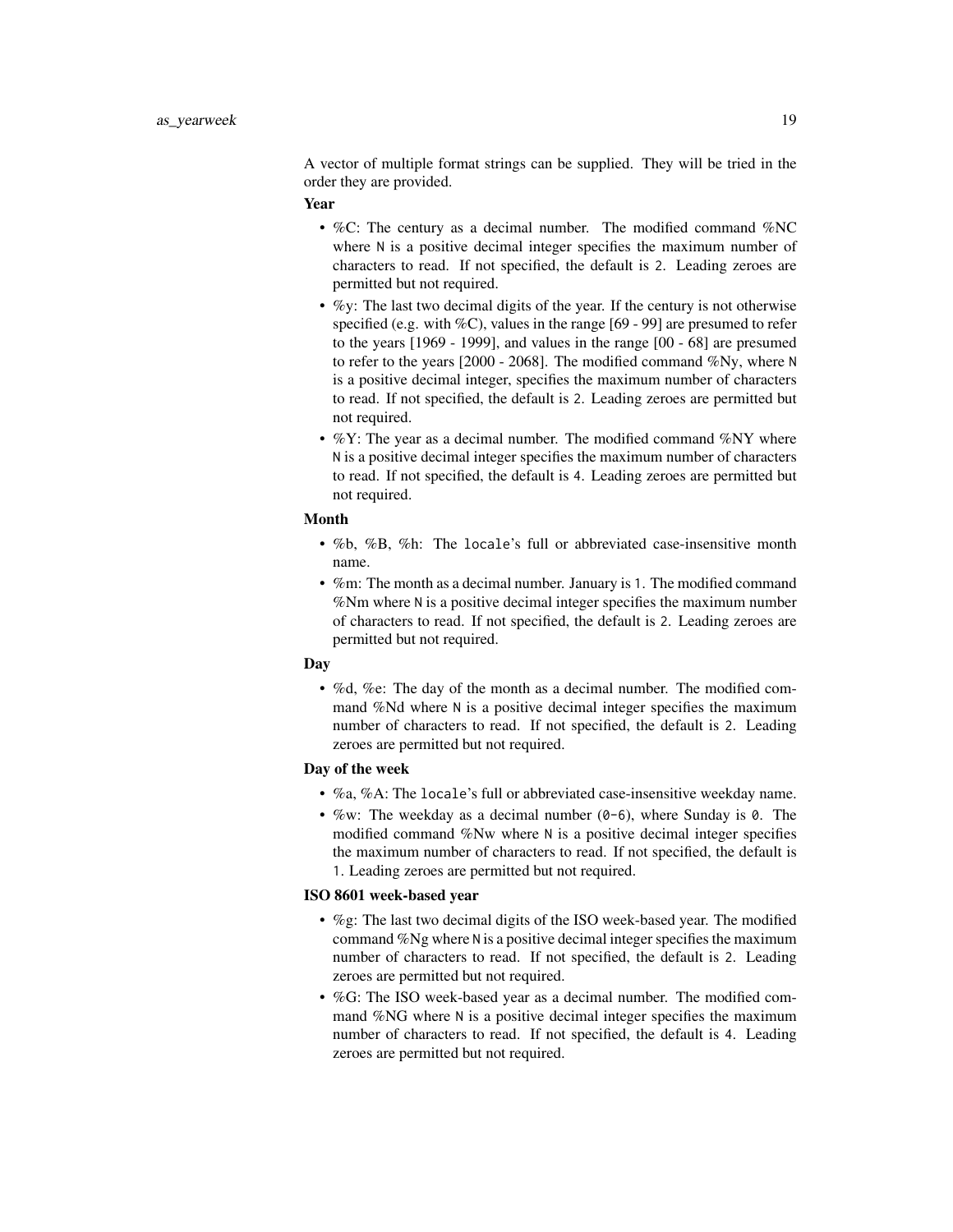A vector of multiple format strings can be supplied. They will be tried in the order they are provided.

**Year**

- %C: The century as a decimal number. The modified command %NC where `N` is a positive decimal integer specifies the maximum number of characters to read. If not specified, the default is `2`. Leading zeroes are permitted but not required.
- %y: The last two decimal digits of the year. If the century is not otherwise specified (e.g. with %C), values in the range [69 - 99] are presumed to refer to the years [1969 - 1999], and values in the range [00 - 68] are presumed to refer to the years [2000 - 2068]. The modified command %Ny, where `N` is a positive decimal integer, specifies the maximum number of characters to read. If not specified, the default is `2`. Leading zeroes are permitted but not required.
- %Y: The year as a decimal number. The modified command %NY where `N` is a positive decimal integer specifies the maximum number of characters to read. If not specified, the default is `4`. Leading zeroes are permitted but not required.

**Month**

- %b, %B, %h: The `locale`'s full or abbreviated case-insensitive month name.
- %m: The month as a decimal number. January is `1`. The modified command %Nm where `N` is a positive decimal integer specifies the maximum number of characters to read. If not specified, the default is `2`. Leading zeroes are permitted but not required.

**Day**

- %d, %e: The day of the month as a decimal number. The modified command %Nd where `N` is a positive decimal integer specifies the maximum number of characters to read. If not specified, the default is `2`. Leading zeroes are permitted but not required.

**Day of the week**

- %a, %A: The `locale`'s full or abbreviated case-insensitive weekday name.
- %w: The weekday as a decimal number (`0-6`), where Sunday is `0`. The modified command %Nw where `N` is a positive decimal integer specifies the maximum number of characters to read. If not specified, the default is `1`. Leading zeroes are permitted but not required.

**ISO 8601 week-based year**

- %g: The last two decimal digits of the ISO week-based year. The modified command %Ng where `N` is a positive decimal integer specifies the maximum number of characters to read. If not specified, the default is `2`. Leading zeroes are permitted but not required.
- %G: The ISO week-based year as a decimal number. The modified command %NG where `N` is a positive decimal integer specifies the maximum number of characters to read. If not specified, the default is `4`. Leading zeroes are permitted but not required.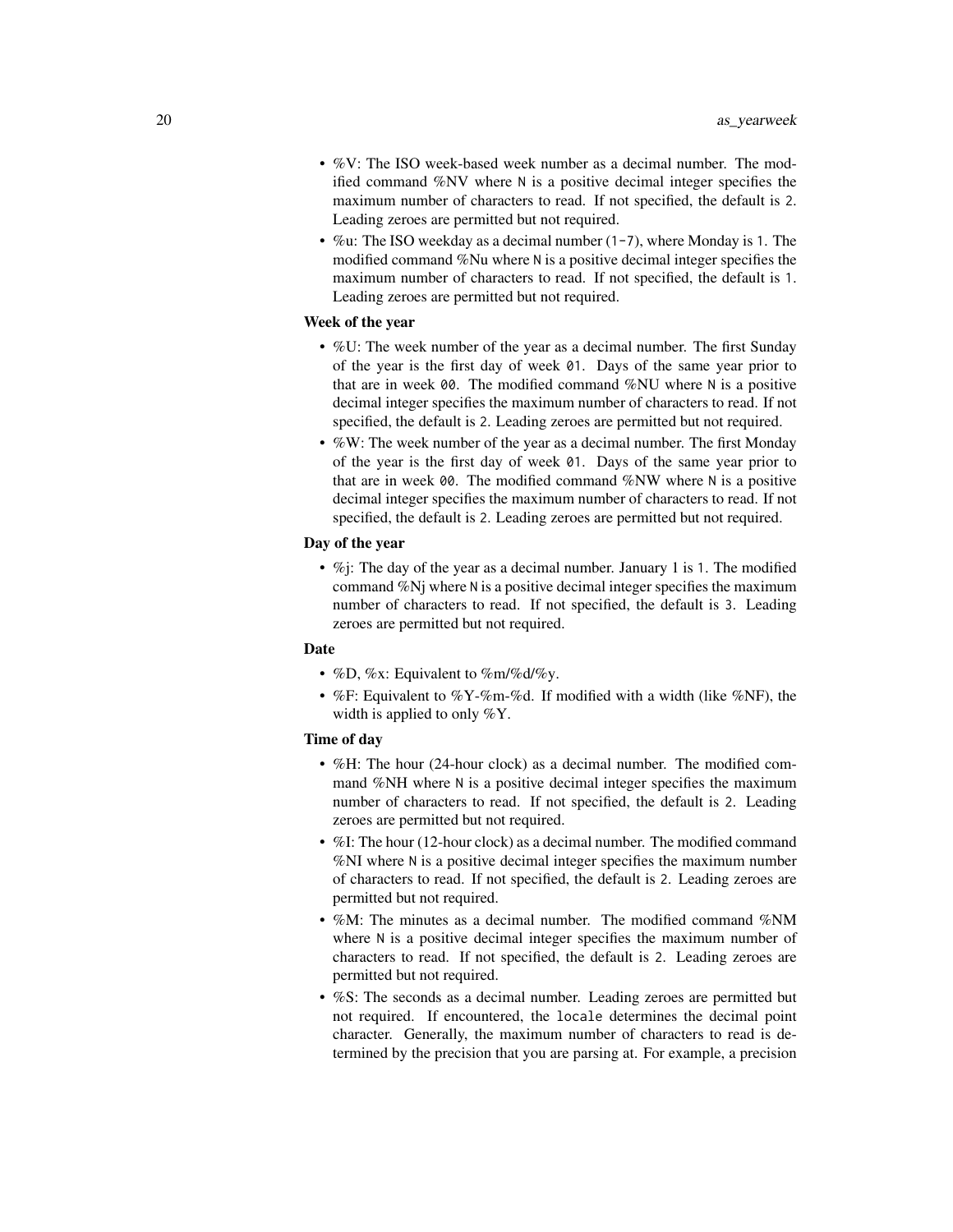- %V: The ISO week-based week number as a decimal number. The modified command %NV where `N` is a positive decimal integer specifies the maximum number of characters to read. If not specified, the default is `2`. Leading zeroes are permitted but not required.
- %u: The ISO weekday as a decimal number (`1-7`), where Monday is `1`. The modified command %Nu where `N` is a positive decimal integer specifies the maximum number of characters to read. If not specified, the default is `1`. Leading zeroes are permitted but not required.

**Week of the year**

- %U: The week number of the year as a decimal number. The first Sunday of the year is the first day of week `01`. Days of the same year prior to that are in week `00`. The modified command %NU where `N` is a positive decimal integer specifies the maximum number of characters to read. If not specified, the default is `2`. Leading zeroes are permitted but not required.
- %W: The week number of the year as a decimal number. The first Monday of the year is the first day of week `01`. Days of the same year prior to that are in week `00`. The modified command %NW where `N` is a positive decimal integer specifies the maximum number of characters to read. If not specified, the default is `2`. Leading zeroes are permitted but not required.

**Day of the year**

- %j: The day of the year as a decimal number. January 1 is `1`. The modified command %Nj where `N` is a positive decimal integer specifies the maximum number of characters to read. If not specified, the default is `3`. Leading zeroes are permitted but not required.

**Date**

- %D, %x: Equivalent to %m/%d/%y.
- %F: Equivalent to %Y-%m-%d. If modified with a width (like %NF), the width is applied to only %Y.

**Time of day**

- %H: The hour (24-hour clock) as a decimal number. The modified command %NH where `N` is a positive decimal integer specifies the maximum number of characters to read. If not specified, the default is `2`. Leading zeroes are permitted but not required.
- %I: The hour (12-hour clock) as a decimal number. The modified command %NI where `N` is a positive decimal integer specifies the maximum number of characters to read. If not specified, the default is `2`. Leading zeroes are permitted but not required.
- %M: The minutes as a decimal number. The modified command %NM where `N` is a positive decimal integer specifies the maximum number of characters to read. If not specified, the default is `2`. Leading zeroes are permitted but not required.
- %S: The seconds as a decimal number. Leading zeroes are permitted but not required. If encountered, the `locale` determines the decimal point character. Generally, the maximum number of characters to read is determined by the precision that you are parsing at. For example, a precision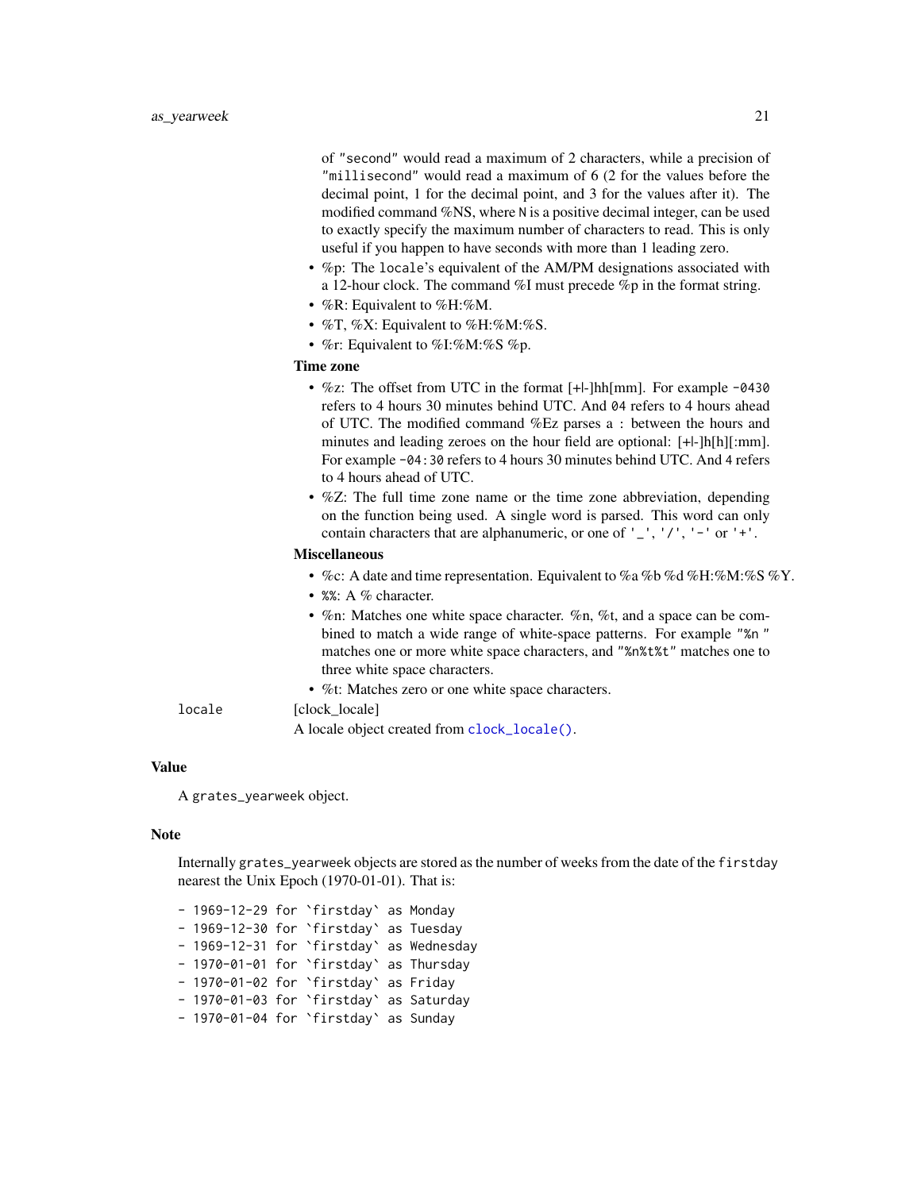of "second" would read a maximum of 2 characters, while a precision of "millisecond" would read a maximum of 6 (2 for the values before the decimal point, 1 for the decimal point, and 3 for the values after it). The modified command %NS, where N is a positive decimal integer, can be used to exactly specify the maximum number of characters to read. This is only useful if you happen to have seconds with more than 1 leading zero.

- %p: The locale's equivalent of the AM/PM designations associated with a 12-hour clock. The command %I must precede %p in the format string.
- %R: Equivalent to %H:%M.
- %T, %X: Equivalent to %H:%M:%S.
- %r: Equivalent to %I:%M:%S %p.

**Time zone**

- %z: The offset from UTC in the format [+|-]hh[mm]. For example -0430 refers to 4 hours 30 minutes behind UTC. And 04 refers to 4 hours ahead of UTC. The modified command %Ez parses a : between the hours and minutes and leading zeroes on the hour field are optional: [+|-]h[h][:mm]. For example -04:30 refers to 4 hours 30 minutes behind UTC. And 4 refers to 4 hours ahead of UTC.
- %Z: The full time zone name or the time zone abbreviation, depending on the function being used. A single word is parsed. This word can only contain characters that are alphanumeric, or one of '_', '/', '-' or '+'.

**Miscellaneous**

- %c: A date and time representation. Equivalent to %a %b %d %H:%M:%S %Y.
- %%: A % character.
- %n: Matches one white space character. %n, %t, and a space can be combined to match a wide range of white-space patterns. For example "%n " matches one or more white space characters, and "%n%t%t" matches one to three white space characters.
- %t: Matches zero or one white space characters.

locale [clock_locale]
A locale object created from clock_locale().

## Value

A grates_yearweek object.

## Note

Internally grates_yearweek objects are stored as the number of weeks from the date of the firstday nearest the Unix Epoch (1970-01-01). That is:

```
- 1969-12-29 for `firstday` as Monday
- 1969-12-30 for `firstday` as Tuesday
- 1969-12-31 for `firstday` as Wednesday
- 1970-01-01 for `firstday` as Thursday
- 1970-01-02 for `firstday` as Friday
- 1970-01-03 for `firstday` as Saturday
- 1970-01-04 for `firstday` as Sunday
```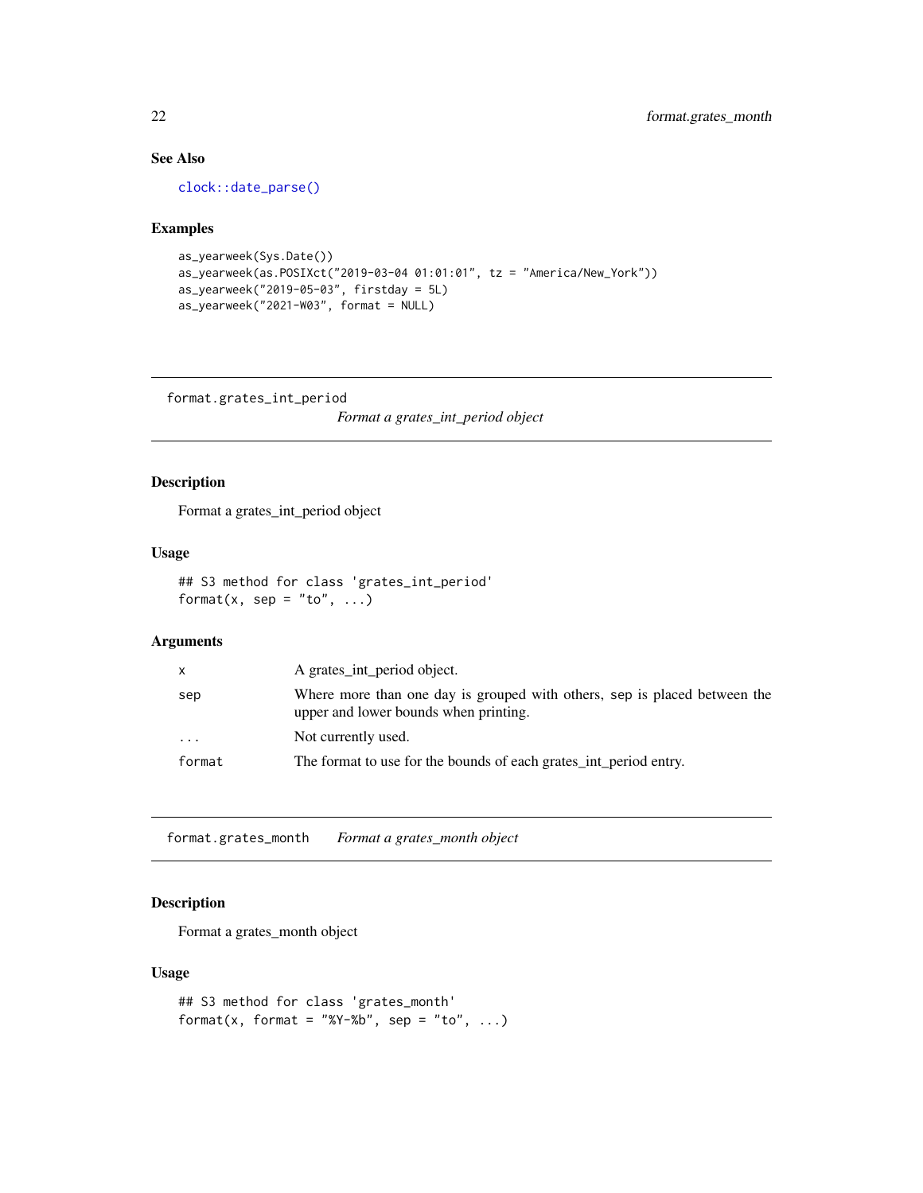### See Also

`clock::date_parse()`

### Examples

```
as_yearweek(Sys.Date())
as_yearweek(as.POSIXct("2019-03-04 01:01:01", tz = "America/New_York"))
as_yearweek("2019-05-03", firstday = 5L)
as_yearweek("2021-W03", format = NULL)
```

---

## format.grates_int_period

*Format a grates_int_period object*

---

### Description

Format a grates_int_period object

### Usage

```
## S3 method for class 'grates_int_period'
format(x, sep = "to", ...)
```

### Arguments

| | |
|---|---|
| `x` | A grates_int_period object. |
| `sep` | Where more than one day is grouped with others, sep is placed between the upper and lower bounds when printing. |
| `...` | Not currently used. |
| `format` | The format to use for the bounds of each grates_int_period entry. |

---

## format.grates_month

*Format a grates_month object*

---

### Description

Format a grates_month object

### Usage

```
## S3 method for class 'grates_month'
format(x, format = "%Y-%b", sep = "to", ...)
```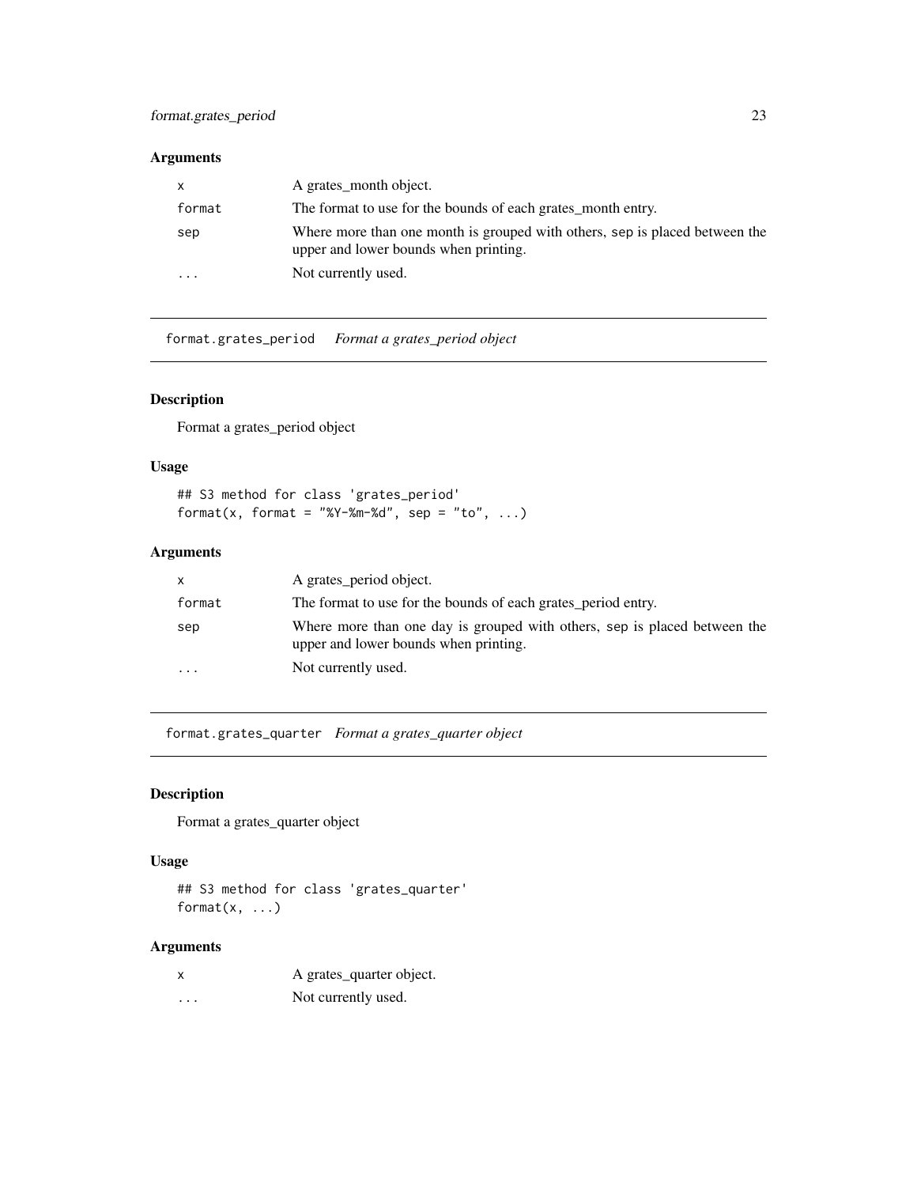### Arguments

| | |
|---|---|
| x | A grates_month object. |
| format | The format to use for the bounds of each grates_month entry. |
| sep | Where more than one month is grouped with others, sep is placed between the upper and lower bounds when printing. |
| ... | Not currently used. |

---

## format.grates_period *Format a grates_period object*

### Description

Format a grates_period object

### Usage

```
## S3 method for class 'grates_period'
format(x, format = "%Y-%m-%d", sep = "to", ...)
```

### Arguments

| | |
|---|---|
| x | A grates_period object. |
| format | The format to use for the bounds of each grates_period entry. |
| sep | Where more than one day is grouped with others, sep is placed between the upper and lower bounds when printing. |
| ... | Not currently used. |

---

## format.grates_quarter *Format a grates_quarter object*

### Description

Format a grates_quarter object

### Usage

```
## S3 method for class 'grates_quarter'
format(x, ...)
```

### Arguments

| | |
|---|---|
| x | A grates_quarter object. |
| ... | Not currently used. |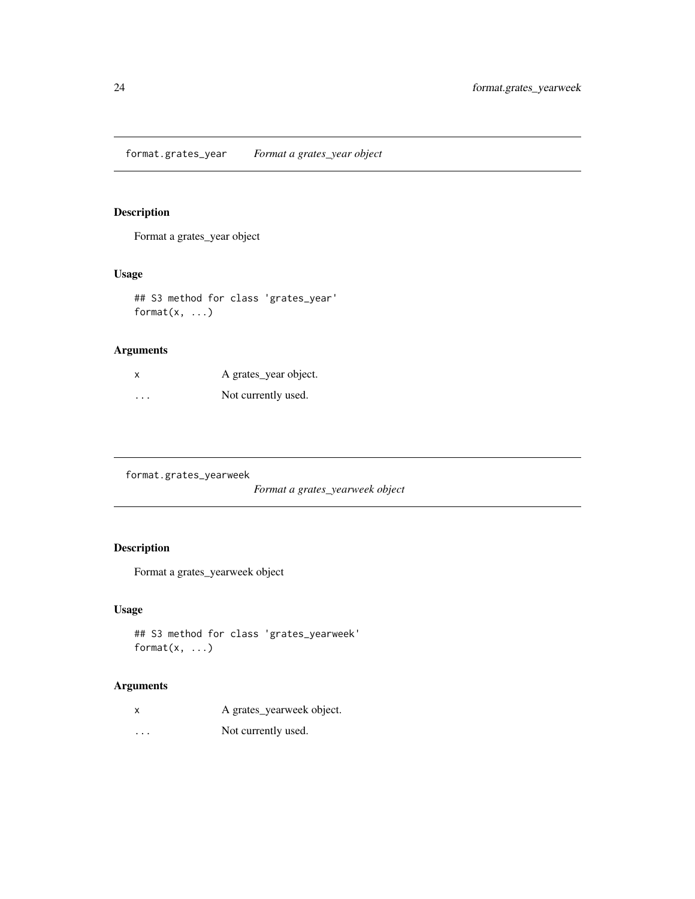## format.grates_year *Format a grates_year object*

### Description

Format a grates_year object

### Usage

```
## S3 method for class 'grates_year'
format(x, ...)
```

### Arguments

| | |
|---|---|
| x | A grates_year object. |
| ... | Not currently used. |

## format.grates_yearweek *Format a grates_yearweek object*

### Description

Format a grates_yearweek object

### Usage

```
## S3 method for class 'grates_yearweek'
format(x, ...)
```

### Arguments

| | |
|---|---|
| x | A grates_yearweek object. |
| ... | Not currently used. |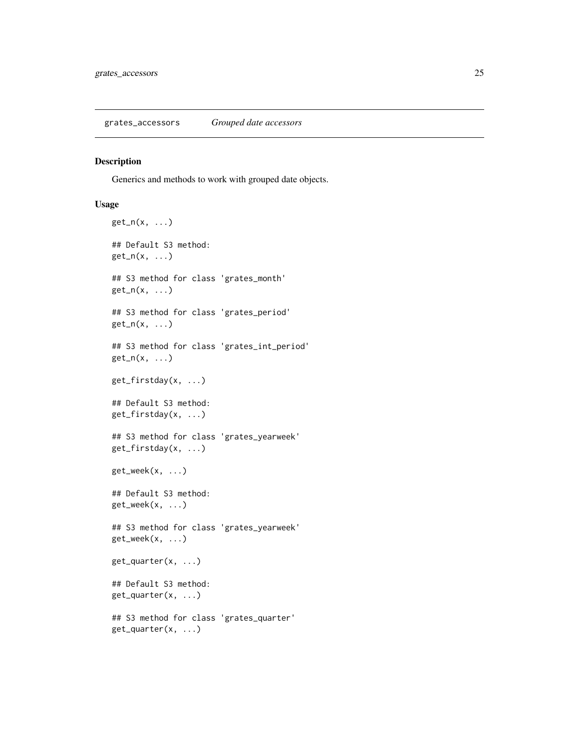## grates_accessors *Grouped date accessors*

### Description

Generics and methods to work with grouped date objects.

### Usage

```
get_n(x, ...)

## Default S3 method:
get_n(x, ...)

## S3 method for class 'grates_month'
get_n(x, ...)

## S3 method for class 'grates_period'
get_n(x, ...)

## S3 method for class 'grates_int_period'
get_n(x, ...)

get_firstday(x, ...)

## Default S3 method:
get_firstday(x, ...)

## S3 method for class 'grates_yearweek'
get_firstday(x, ...)

get_week(x, ...)

## Default S3 method:
get_week(x, ...)

## S3 method for class 'grates_yearweek'
get_week(x, ...)

get_quarter(x, ...)

## Default S3 method:
get_quarter(x, ...)

## S3 method for class 'grates_quarter'
get_quarter(x, ...)
```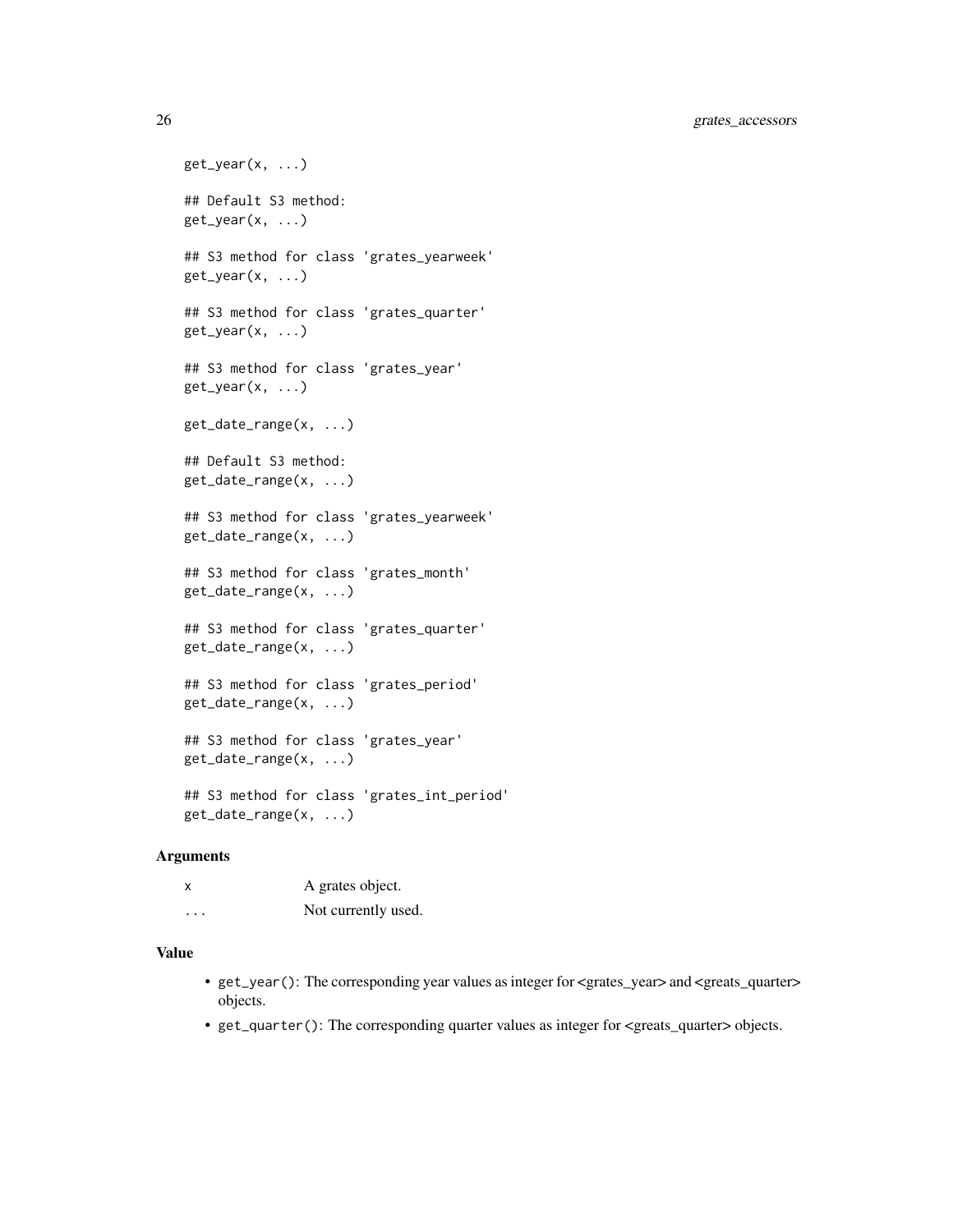```
get_year(x, ...)

## Default S3 method:
get_year(x, ...)

## S3 method for class 'grates_yearweek'
get_year(x, ...)

## S3 method for class 'grates_quarter'
get_year(x, ...)

## S3 method for class 'grates_year'
get_year(x, ...)

get_date_range(x, ...)

## Default S3 method:
get_date_range(x, ...)

## S3 method for class 'grates_yearweek'
get_date_range(x, ...)

## S3 method for class 'grates_month'
get_date_range(x, ...)

## S3 method for class 'grates_quarter'
get_date_range(x, ...)

## S3 method for class 'grates_period'
get_date_range(x, ...)

## S3 method for class 'grates_year'
get_date_range(x, ...)

## S3 method for class 'grates_int_period'
get_date_range(x, ...)
```

## Arguments

| | |
|---|---|
| `x` | A grates object. |
| `...` | Not currently used. |

## Value

- `get_year()`: The corresponding year values as integer for <grates_year> and <greats_quarter> objects.
- `get_quarter()`: The corresponding quarter values as integer for <greats_quarter> objects.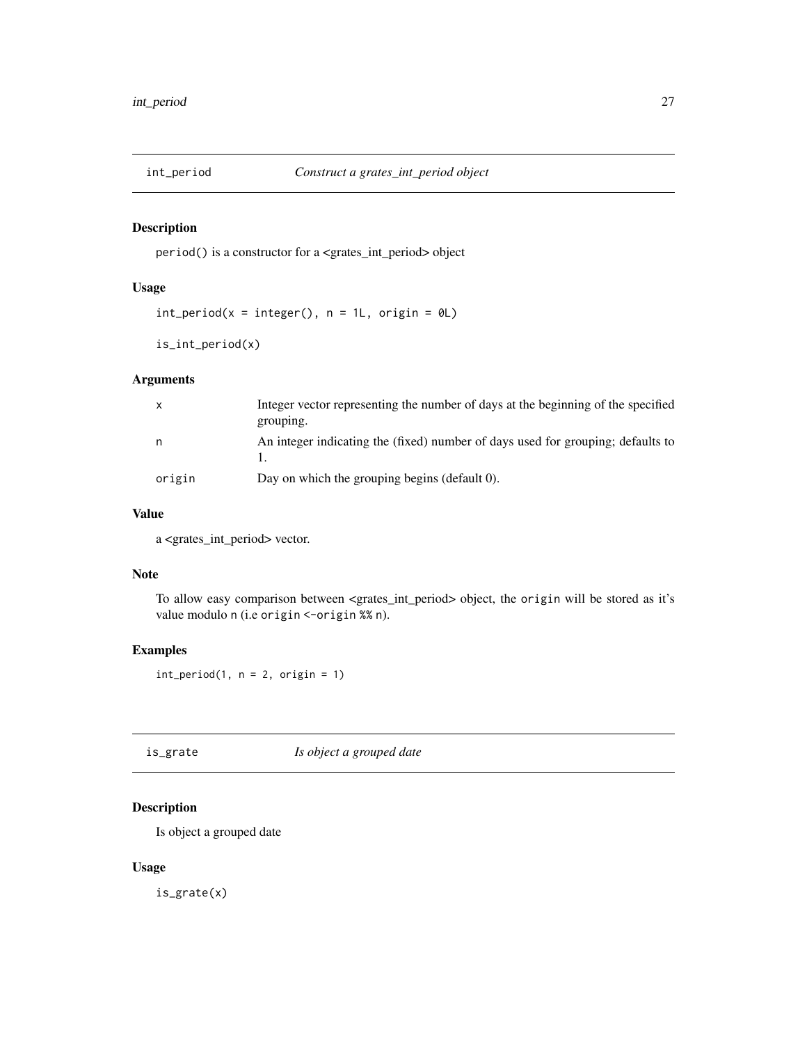## int_period — *Construct a grates_int_period object*

### Description

period() is a constructor for a <grates_int_period> object

### Usage

```
int_period(x = integer(), n = 1L, origin = 0L)

is_int_period(x)
```

### Arguments

| | |
|---|---|
| x | Integer vector representing the number of days at the beginning of the specified grouping. |
| n | An integer indicating the (fixed) number of days used for grouping; defaults to 1. |
| origin | Day on which the grouping begins (default 0). |

### Value

a <grates_int_period> vector.

### Note

To allow easy comparison between <grates_int_period> object, the origin will be stored as it's value modulo n (i.e origin <-origin %% n).

### Examples

```
int_period(1, n = 2, origin = 1)
```

## is_grate — *Is object a grouped date*

### Description

Is object a grouped date

### Usage

```
is_grate(x)
```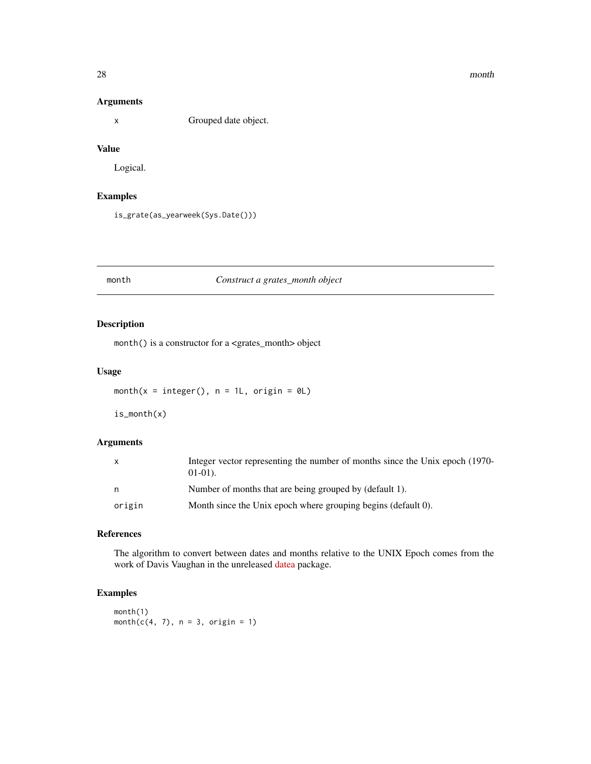### Arguments

| | |
|---|---|
| x | Grouped date object. |

### Value

Logical.

### Examples

```
is_grate(as_yearweek(Sys.Date()))
```

## month — *Construct a grates_month object*

### Description

month() is a constructor for a <grates_month> object

### Usage

```
month(x = integer(), n = 1L, origin = 0L)

is_month(x)
```

### Arguments

| | |
|---|---|
| x | Integer vector representing the number of months since the Unix epoch (1970-01-01). |
| n | Number of months that are being grouped by (default 1). |
| origin | Month since the Unix epoch where grouping begins (default 0). |

### References

The algorithm to convert between dates and months relative to the UNIX Epoch comes from the work of Davis Vaughan in the unreleased datea package.

### Examples

```
month(1)
month(c(4, 7), n = 3, origin = 1)
```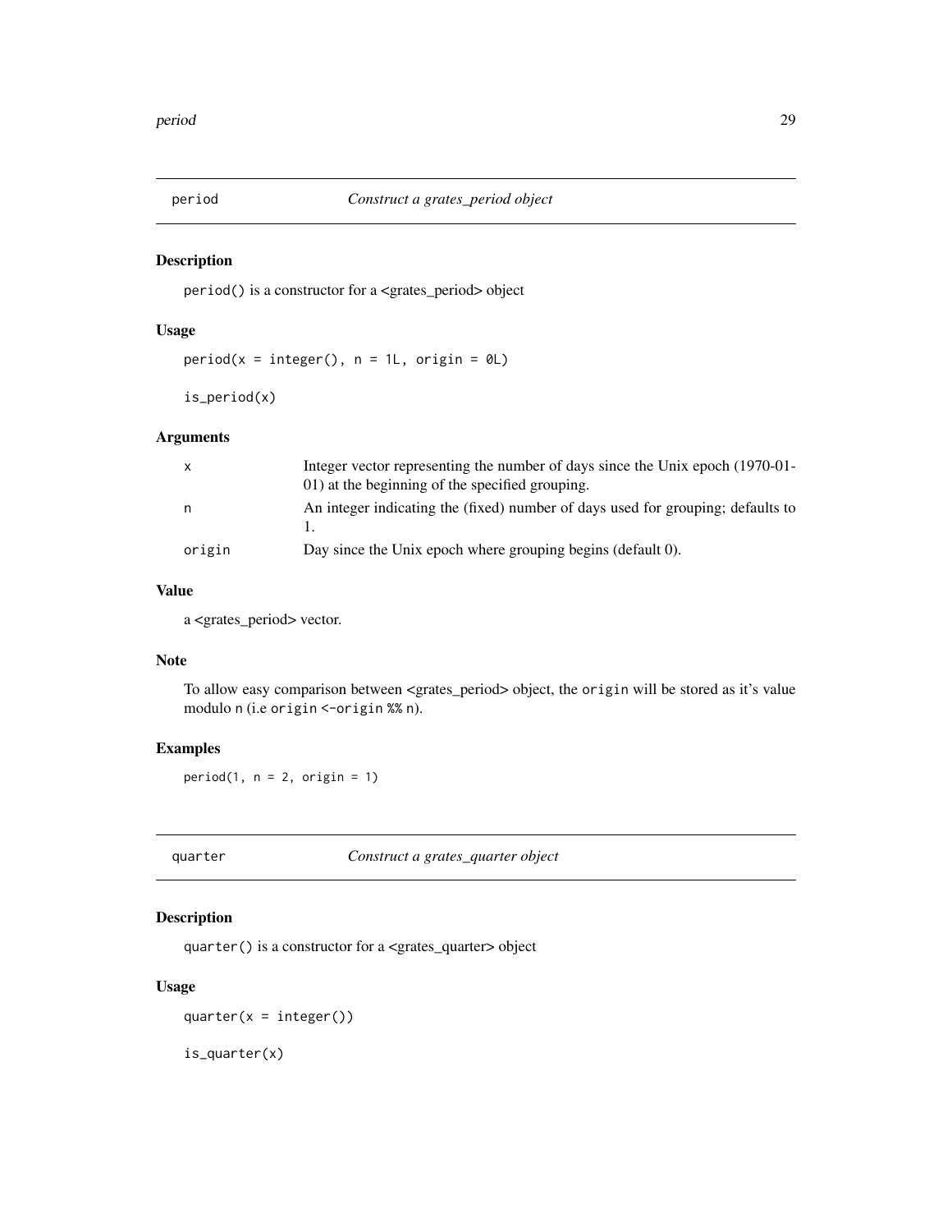## period — *Construct a grates_period object*

### Description

`period()` is a constructor for a <grates_period> object

### Usage

```
period(x = integer(), n = 1L, origin = 0L)

is_period(x)
```

### Arguments

| | |
|---|---|
| `x` | Integer vector representing the number of days since the Unix epoch (1970-01-01) at the beginning of the specified grouping. |
| `n` | An integer indicating the (fixed) number of days used for grouping; defaults to 1. |
| `origin` | Day since the Unix epoch where grouping begins (default 0). |

### Value

a <grates_period> vector.

### Note

To allow easy comparison between <grates_period> object, the `origin` will be stored as it's value modulo `n` (i.e `origin <-origin %% n`).

### Examples

```
period(1, n = 2, origin = 1)
```

## quarter — *Construct a grates_quarter object*

### Description

`quarter()` is a constructor for a <grates_quarter> object

### Usage

```
quarter(x = integer())

is_quarter(x)
```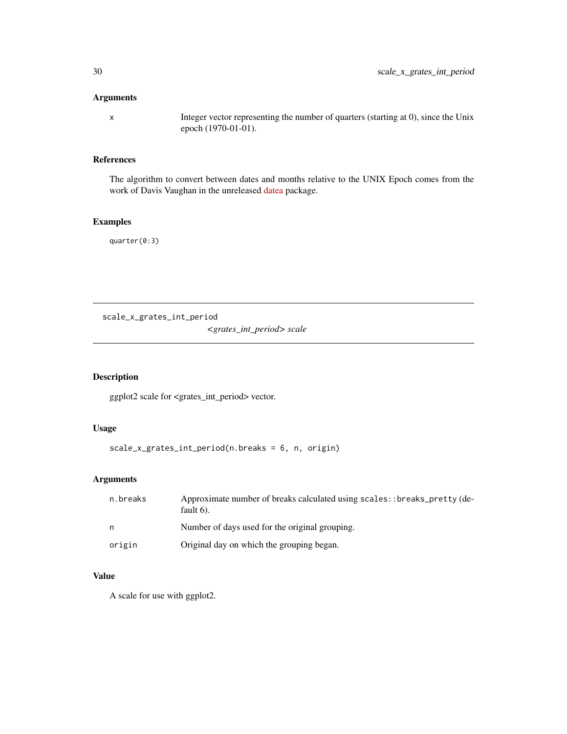### Arguments

| | |
|---|---|
| x | Integer vector representing the number of quarters (starting at 0), since the Unix epoch (1970-01-01). |

### References

The algorithm to convert between dates and months relative to the UNIX Epoch comes from the work of Davis Vaughan in the unreleased datea package.

### Examples

```
quarter(0:3)
```

---

## scale_x_grates_int_period    *<grates_int_period> scale*

---

### Description

ggplot2 scale for <grates_int_period> vector.

### Usage

```
scale_x_grates_int_period(n.breaks = 6, n, origin)
```

### Arguments

| | |
|---|---|
| n.breaks | Approximate number of breaks calculated using `scales::breaks_pretty` (default 6). |
| n | Number of days used for the original grouping. |
| origin | Original day on which the grouping began. |

### Value

A scale for use with ggplot2.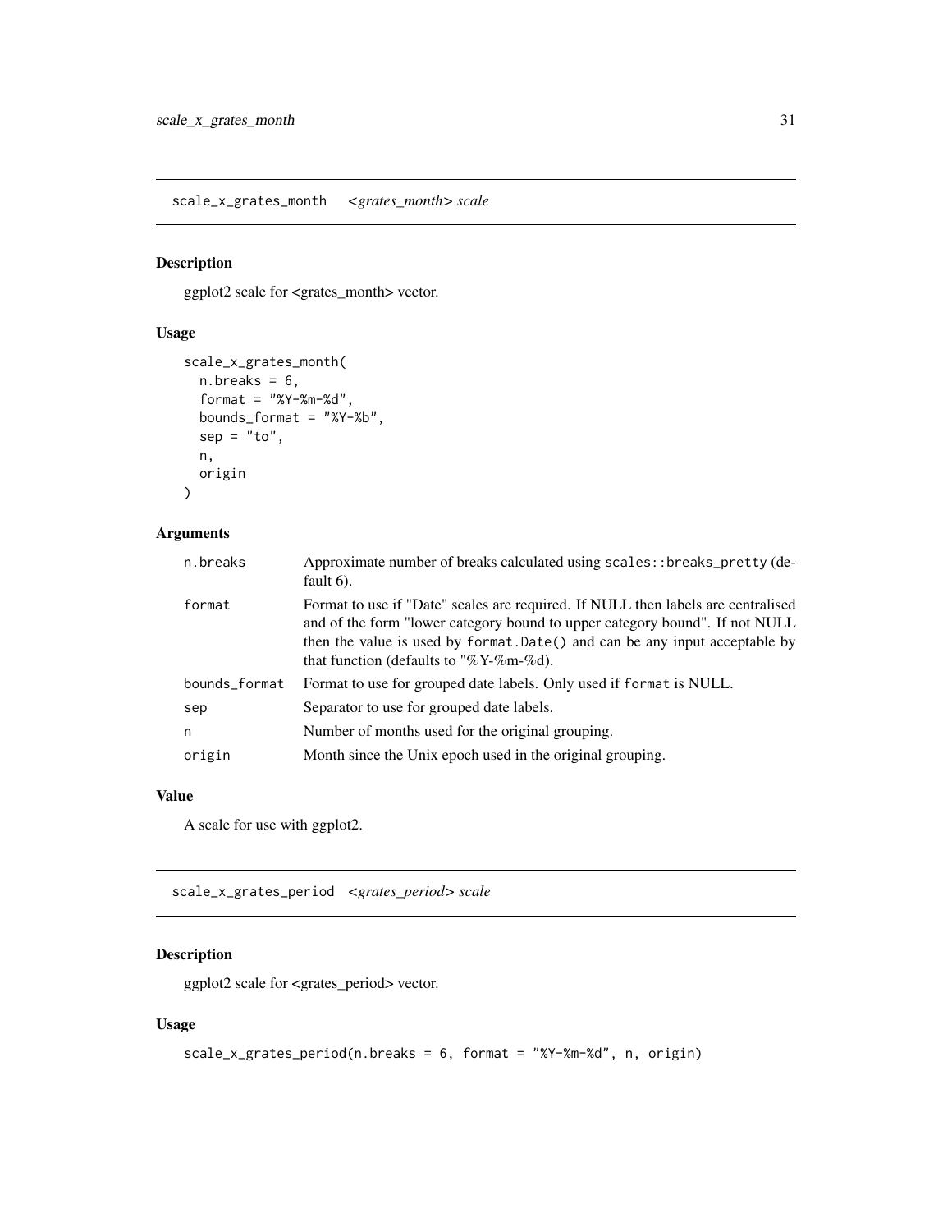## scale_x_grates_month *<grates_month> scale*

### Description

ggplot2 scale for <grates_month> vector.

### Usage

```
scale_x_grates_month(
  n.breaks = 6,
  format = "%Y-%m-%d",
  bounds_format = "%Y-%b",
  sep = "to",
  n,
  origin
)
```

### Arguments

| Argument | Description |
|---|---|
| n.breaks | Approximate number of breaks calculated using scales::breaks_pretty (default 6). |
| format | Format to use if "Date" scales are required. If NULL then labels are centralised and of the form "lower category bound to upper category bound". If not NULL then the value is used by format.Date() and can be any input acceptable by that function (defaults to "%Y-%m-%d). |
| bounds_format | Format to use for grouped date labels. Only used if format is NULL. |
| sep | Separator to use for grouped date labels. |
| n | Number of months used for the original grouping. |
| origin | Month since the Unix epoch used in the original grouping. |

### Value

A scale for use with ggplot2.

## scale_x_grates_period *<grates_period> scale*

### Description

ggplot2 scale for <grates_period> vector.

### Usage

```
scale_x_grates_period(n.breaks = 6, format = "%Y-%m-%d", n, origin)
```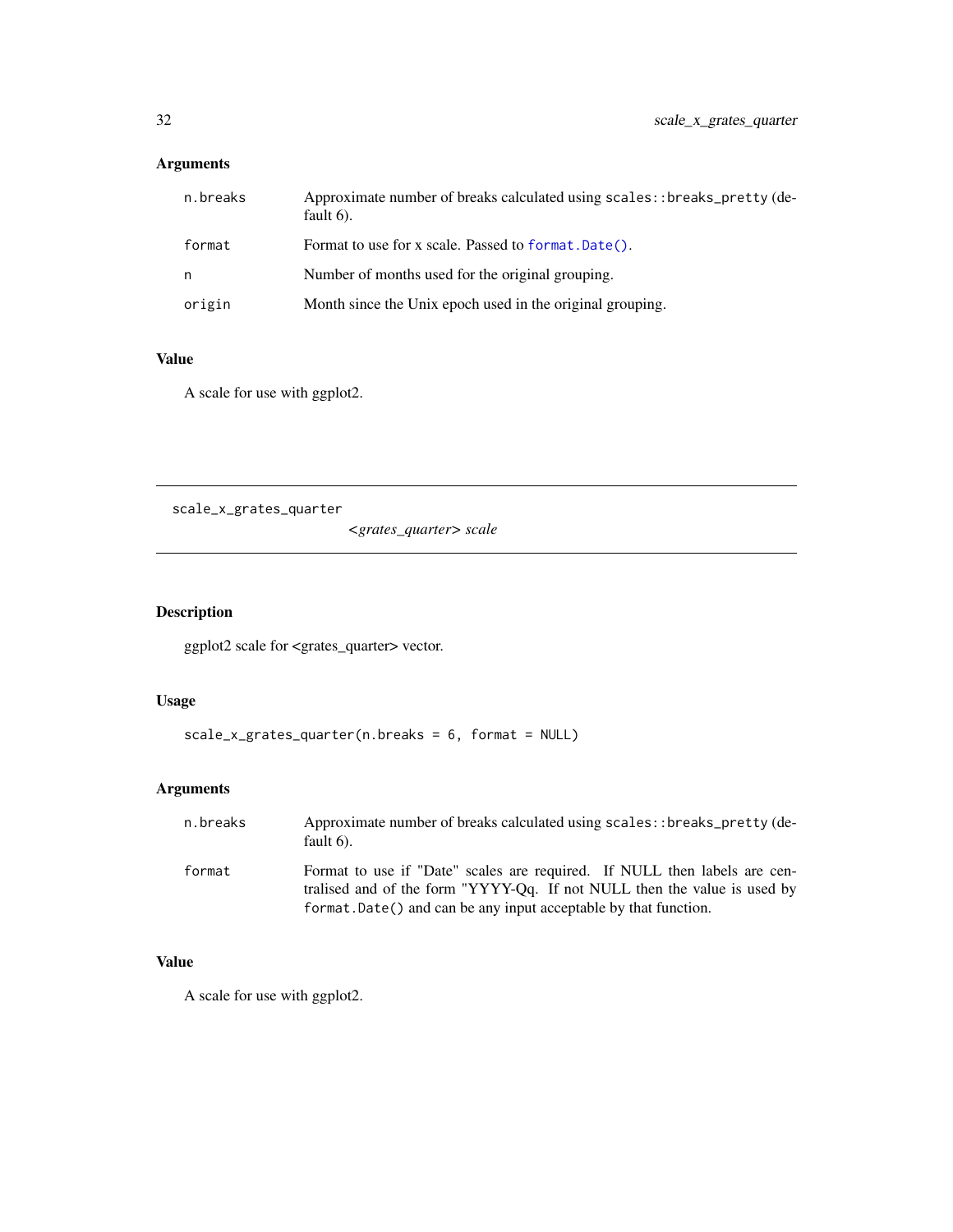### Arguments

| | |
|---|---|
| n.breaks | Approximate number of breaks calculated using scales::breaks_pretty (default 6). |
| format | Format to use for x scale. Passed to format.Date(). |
| n | Number of months used for the original grouping. |
| origin | Month since the Unix epoch used in the original grouping. |

### Value

A scale for use with ggplot2.

---

## scale_x_grates_quarter *<grates_quarter> scale*

### Description

ggplot2 scale for <grates_quarter> vector.

### Usage

```
scale_x_grates_quarter(n.breaks = 6, format = NULL)
```

### Arguments

| | |
|---|---|
| n.breaks | Approximate number of breaks calculated using scales::breaks_pretty (default 6). |
| format | Format to use if "Date" scales are required. If NULL then labels are centralised and of the form "YYYY-Qq. If not NULL then the value is used by format.Date() and can be any input acceptable by that function. |

### Value

A scale for use with ggplot2.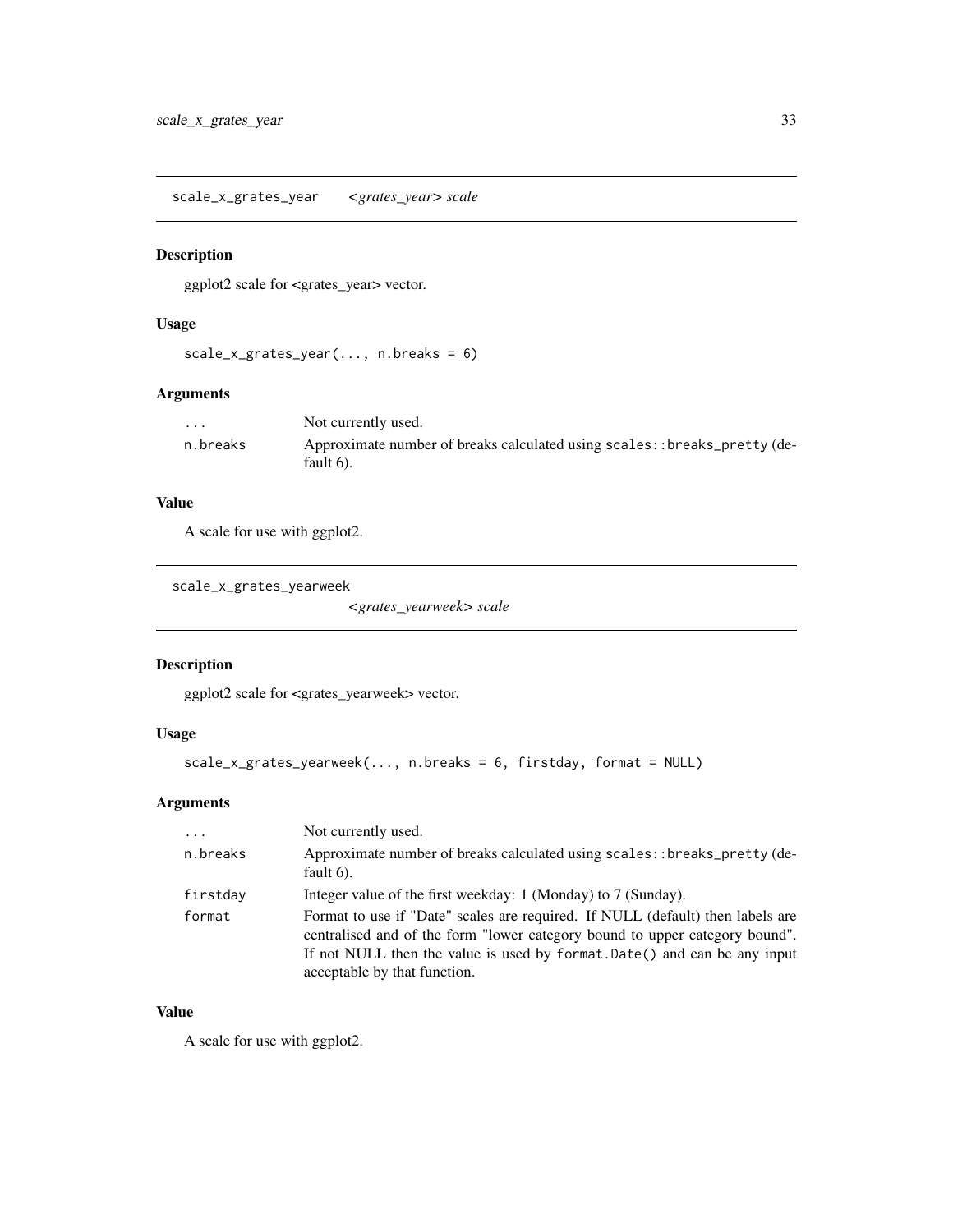## scale_x_grates_year *<grates_year> scale*

### Description

ggplot2 scale for <grates_year> vector.

### Usage

```
scale_x_grates_year(..., n.breaks = 6)
```

### Arguments

| | |
|---|---|
| `...` | Not currently used. |
| `n.breaks` | Approximate number of breaks calculated using `scales::breaks_pretty` (default 6). |

### Value

A scale for use with ggplot2.

## scale_x_grates_yearweek *<grates_yearweek> scale*

### Description

ggplot2 scale for <grates_yearweek> vector.

### Usage

```
scale_x_grates_yearweek(..., n.breaks = 6, firstday, format = NULL)
```

### Arguments

| | |
|---|---|
| `...` | Not currently used. |
| `n.breaks` | Approximate number of breaks calculated using `scales::breaks_pretty` (default 6). |
| `firstday` | Integer value of the first weekday: 1 (Monday) to 7 (Sunday). |
| `format` | Format to use if "Date" scales are required. If NULL (default) then labels are centralised and of the form "lower category bound to upper category bound". If not NULL then the value is used by `format.Date()` and can be any input acceptable by that function. |

### Value

A scale for use with ggplot2.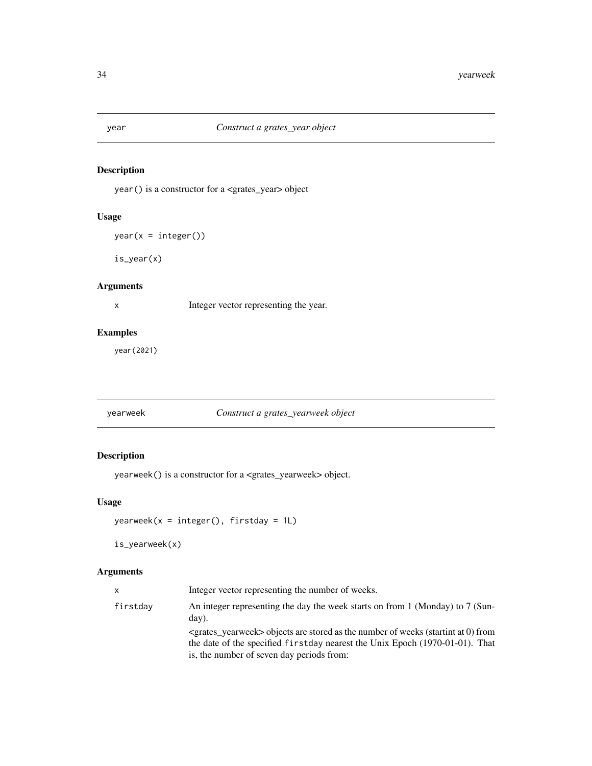## year — *Construct a grates_year object*

### Description

`year()` is a constructor for a <grates_year> object

### Usage

```
year(x = integer())

is_year(x)
```

### Arguments

| | |
|---|---|
| `x` | Integer vector representing the year. |

### Examples

```
year(2021)
```

## yearweek — *Construct a grates_yearweek object*

### Description

`yearweek()` is a constructor for a <grates_yearweek> object.

### Usage

```
yearweek(x = integer(), firstday = 1L)

is_yearweek(x)
```

### Arguments

| | |
|---|---|
| `x` | Integer vector representing the number of weeks. |
| `firstday` | An integer representing the day the week starts on from 1 (Monday) to 7 (Sunday).<br><br><grates_yearweek> objects are stored as the number of weeks (startint at 0) from the date of the specified `firstday` nearest the Unix Epoch (1970-01-01). That is, the number of seven day periods from: |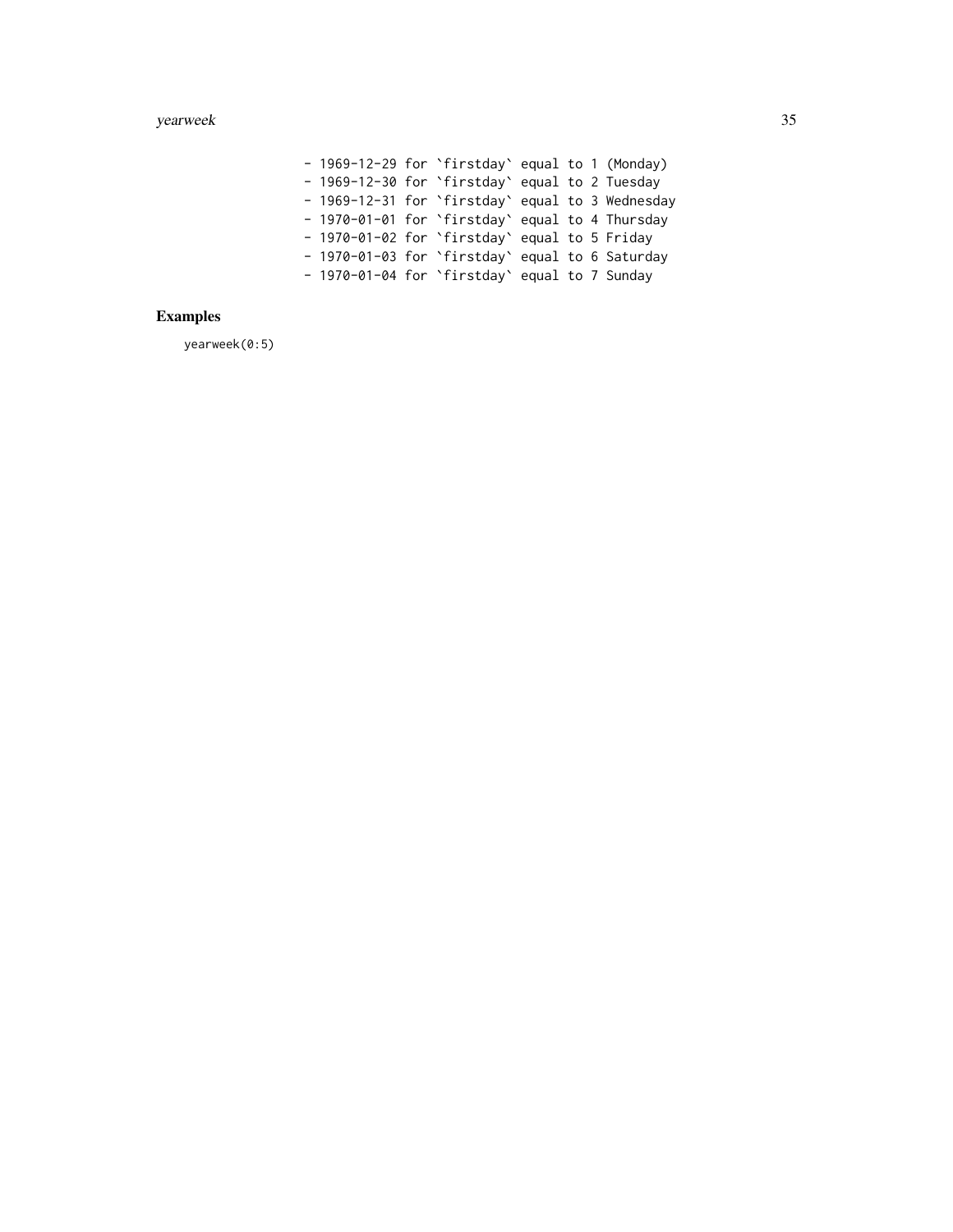```
- 1969-12-29 for `firstday` equal to 1 (Monday)
- 1969-12-30 for `firstday` equal to 2 Tuesday
- 1969-12-31 for `firstday` equal to 3 Wednesday
- 1970-01-01 for `firstday` equal to 4 Thursday
- 1970-01-02 for `firstday` equal to 5 Friday
- 1970-01-03 for `firstday` equal to 6 Saturday
- 1970-01-04 for `firstday` equal to 7 Sunday
```

## Examples

```
yearweek(0:5)
```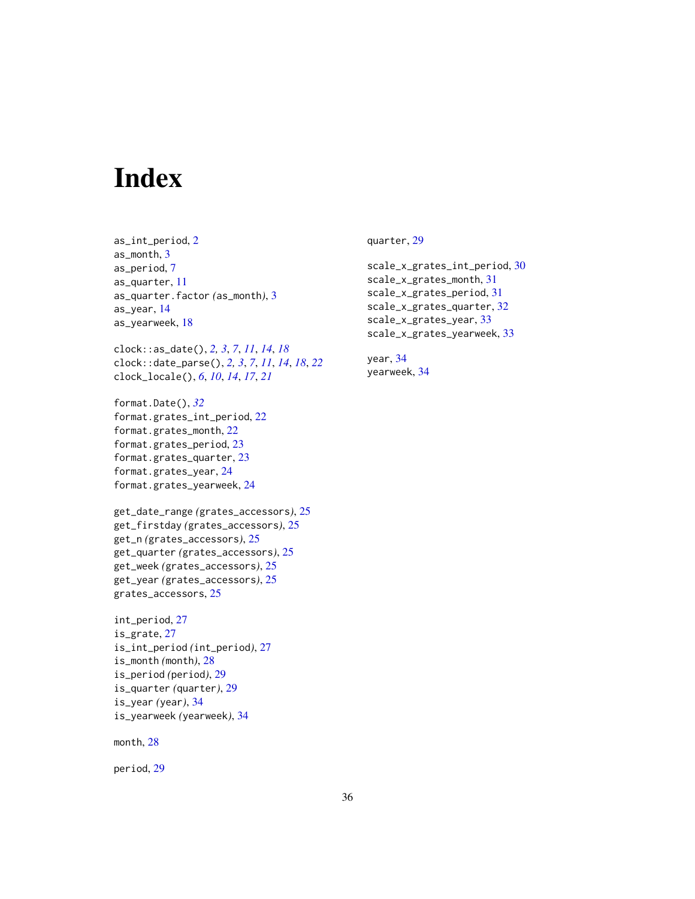# Index

as_int_period, 2
as_month, 3
as_period, 7
as_quarter, 11
as_quarter.factor (as_month), 3
as_year, 14
as_yearweek, 18

clock::as_date(), *2, 3*, *7*, *11*, *14*, *18*
clock::date_parse(), *2, 3*, *7*, *11*, *14*, *18*, *22*
clock_locale(), *6*, *10*, *14*, *17*, *21*

format.Date(), *32*
format.grates_int_period, 22
format.grates_month, 22
format.grates_period, 23
format.grates_quarter, 23
format.grates_year, 24
format.grates_yearweek, 24

get_date_range (grates_accessors), 25
get_firstday (grates_accessors), 25
get_n (grates_accessors), 25
get_quarter (grates_accessors), 25
get_week (grates_accessors), 25
get_year (grates_accessors), 25
grates_accessors, 25

int_period, 27
is_grate, 27
is_int_period (int_period), 27
is_month (month), 28
is_period (period), 29
is_quarter (quarter), 29
is_year (year), 34
is_yearweek (yearweek), 34

month, 28

period, 29

quarter, 29

scale_x_grates_int_period, 30
scale_x_grates_month, 31
scale_x_grates_period, 31
scale_x_grates_quarter, 32
scale_x_grates_year, 33
scale_x_grates_yearweek, 33

year, 34
yearweek, 34